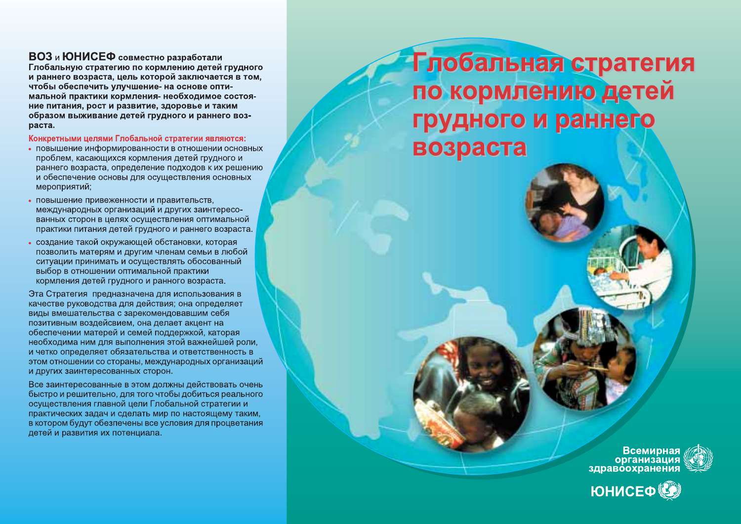# Глобальная стратегия по кормлению детей грудного и раннего возраста

**ВОЗ и ЮНИСЕФ совместно разработали Глобальную стратегию по кормлению детей грудного и раннего возраста, цель которой заключается в том, чтобы обеспечить улучшение- на основе оптимальной практики кормления- необходимое состояние питания, рост и развитие, здоровье и таким образом выживание детей грудного и раннего возраста.**

**Конкретными целями Глобальной стратегии являются:**

- повышение информированности в отношении основных проблем, касающихся кормления детей грудного и раннего возраста, определение подходов к их решению и обеспечение основы для осуществления основных мероприятий;
- повышение привеженности и правительств, международных организаций и других заинтересованных сторон в целях осуществления оптимальной практики питания детей грудного и раннего возраста.
- создание такой окружающей обстановки, которая позволить матерям и другим членам семьи в любой ситуации принимать и осуществлять обосованный выбор в отношении оптимальной практики кормления детей грудного и ранного возраста.

Эта Стратегия предназначена для использования в качестве руководства для действия; она определяет виды вмешательства с зарекомендовавшим себя позитивным воздейсвием, она делает акцент на обеспечении матерей и семей поддержкой, каторая необходима ним для выполнения этой важнейшей роли, и четко определяет обязательства и ответственность в этом отношении со стороны, международных организаций и других заинтересованных сторон.

Все заинтересованные в этом должны действовать очень быстро и решительно, для того чтобы добиться реального осуществления главной цели Глобальной стратегии и практических задач и сделать мир по настоящему таким, в котором будут обеспечены все условия для процветания детей и развития их потенциала.

Всемирная организация здравоохранения

ЮНИСЕФ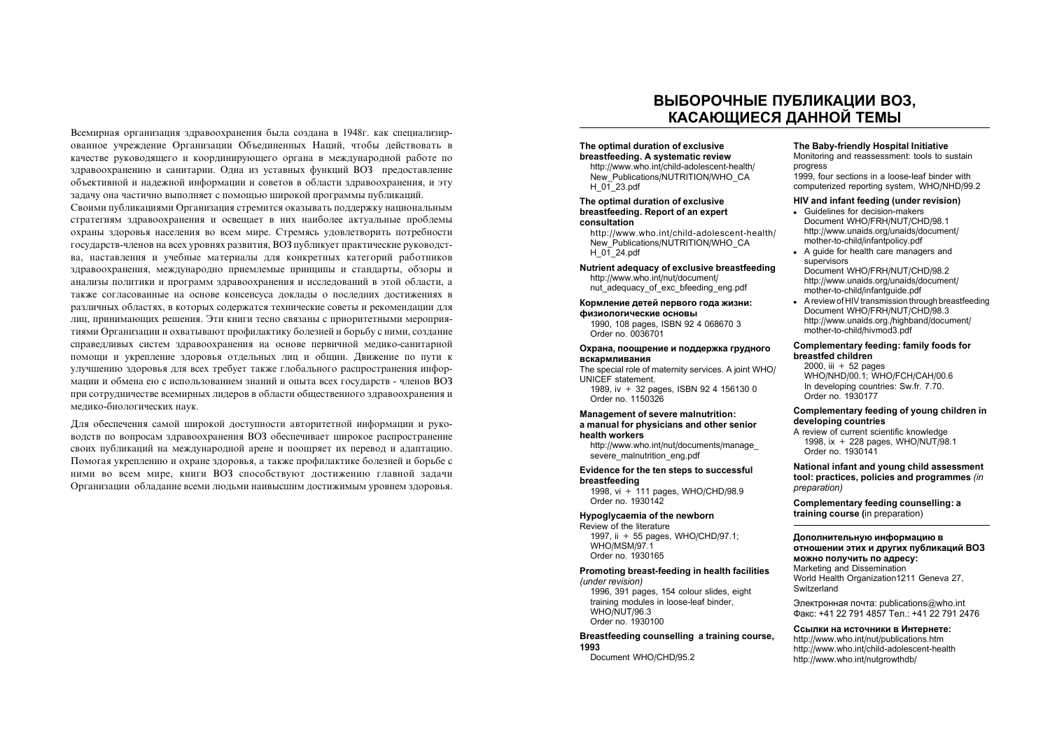Всемирная организация здравоохранения была создана в 1948г. как специализированное учреждение Организации Объединенных Наций, чтобы действовать в качестве руководящего и координирующего органа в международной работе по здравоохранению и санитарии. Одна из уставных функций ВОЗ предоставление объективной и надежной информации и советов в области здравоохранения, и эту задачу она частично выполняет с помощью широкой программы публикаций.

Своими публикациями Организация стремится оказывать поддержку национальным стратегиям здравоохранения и освещает в них наиболее актуальные проблемы охраны здоровья населения во всем мире. Стремясь удовлетворить потребности государств-членов на всех уровнях развития, ВОЗ публикует практические руководства, наставления и учебные материалы для конкретных категорий работников здравоохранения, международно приемлемые принципы и стандарты, обзоры и анализы политики и программ здравоохранения и исследований в этой области, а также согласованные на основе консенсуса доклады о последних достижениях в различных областях, в которых содержатся технические советы и рекомендации для лиц, принимающих решения. Эти книги тесно связаны с приоритетными мероприятиями Организации и охватывают профилактику болезней и борьбу с ними, создание справедливых систем здравоохранения на основе первичной медико-санитарной помощи и укрепление здоровья отдельных лиц и общин. Движение по пути к улучшению здоровья для всех требует также глобального распространения информации и обмена ею с использованием знаний и опыта всех государств - членов ВОЗ при сотрудничестве всемирных лидеров в области общественного здравоохранения и медико-биологических наук.

Для обеспечения самой широкой доступности авторитетной информации и руководств по вопросам здравоохранения ВОЗ обеспечивает широкое распространение своих публикаций на международной арене и поощряет их перевод и адаптацию. Помогая укреплению и охране здоровья, а также профилактике болезней и борьбе с ними во всем мире, книги ВОЗ способствуют достижению главной задачи Организации обладание всеми людьми наивысшим достижимым уровнем здоровья.

# ВЫБОРОЧНЫЕ ПУБЛИКАЦИИ ВОЗ, КАСАЮЩИЕСЯ ДАННОЙ ТЕМЫ

**The optimal duration of exclusive breastfeeding. A systematic review**
http://www.who.int/child-adolescent-health/New_Publications/NUTRITION/WHO_CAH_01_23.pdf

**The optimal duration of exclusive breastfeeding. Report of an expert consultation**
http://www.who.int/child-adolescent-health/New_Publications/NUTRITION/WHO_CAH_01_24.pdf

**Nutrient adequacy of exclusive breastfeeding**
http://www.who.int/nut/document/nut_adequacy_of_exc_bfeeding_eng.pdf

**Кормление детей первого года жизни: физиологические основы**
1990, 108 pages, ISBN 92 4 068670 3
Order no. 0036701

**Охрана, поощрение и поддержка грудного вскармливания**
The special role of maternity services. A joint WHO/UNICEF statement.
1989, iv + 32 pages, ISBN 92 4 156130 0
Order no. 1150326

**Management of severe malnutrition: a manual for physicians and other senior health workers**
http://www.who.int/nut/documents/manage_severe_malnutrition_eng.pdf

**Evidence for the ten steps to successful breastfeeding**
1998, vi + 111 pages, WHO/CHD/98.9
Order no. 1930142

**Hypoglycaemia of the newborn**
Review of the literature
1997, ii + 55 pages, WHO/CHD/97.1; WHO/MSM/97.1
Order no. 1930165

**Promoting breast-feeding in health facilities** *(under revision)*
1996, 391 pages, 154 colour slides, eight training modules in loose-leaf binder, WHO/NUT/96.3
Order no. 1930100

**Breastfeeding counselling a training course, 1993**
Document WHO/CHD/95.2

**The Baby-friendly Hospital Initiative**
Monitoring and reassessment: tools to sustain progress
1999, four sections in a loose-leaf binder with computerized reporting system, WHO/NHD/99.2

**HIV and infant feeding (under revision)**
- Guidelines for decision-makers
  Document WHO/FRH/NUT/CHD/98.1
  http://www.unaids.org/unaids/document/mother-to-child/infantpolicy.pdf
- A guide for health care managers and supervisors
  Document WHO/FRH/NUT/CHD/98.2
  http://www.unaids.org/unaids/document/mother-to-child/infantguide.pdf
- A review of HIV transmission through breastfeeding
  Document WHO/FRH/NUT/CHD/98.3
  http://www.unaids.org./highband/document/mother-to-child/hivmod3.pdf

**Complementary feeding: family foods for breastfed children**
2000, iii + 52 pages
WHO/NHD/00.1; WHO/FCH/CAH/00.6
In developing countries: Sw.fr. 7.70.
Order no. 1930177

**Complementary feeding of young children in developing countries**
A review of current scientific knowledge
1998, ix + 228 pages, WHO/NUT/98.1
Order no. 1930141

**National infant and young child assessment tool: practices, policies and programmes** *(in preparation)*

**Complementary feeding counselling: a training course (**in preparation)

**Дополнительную информацию в отношении этих и других публикаций ВОЗ можно получить по адресу:**
Marketing and Dissemination
World Health Organization1211 Geneva 27, Switzerland

Электронная почта: publications@who.int
Факс: +41 22 791 4857 Тел.: +41 22 791 2476

**Ссылки на источники в Интернете:**
http://www.who.int/nut/publications.htm
http://www.who.int/child-adolescent-health
http://www.who.int/nutgrowthdb/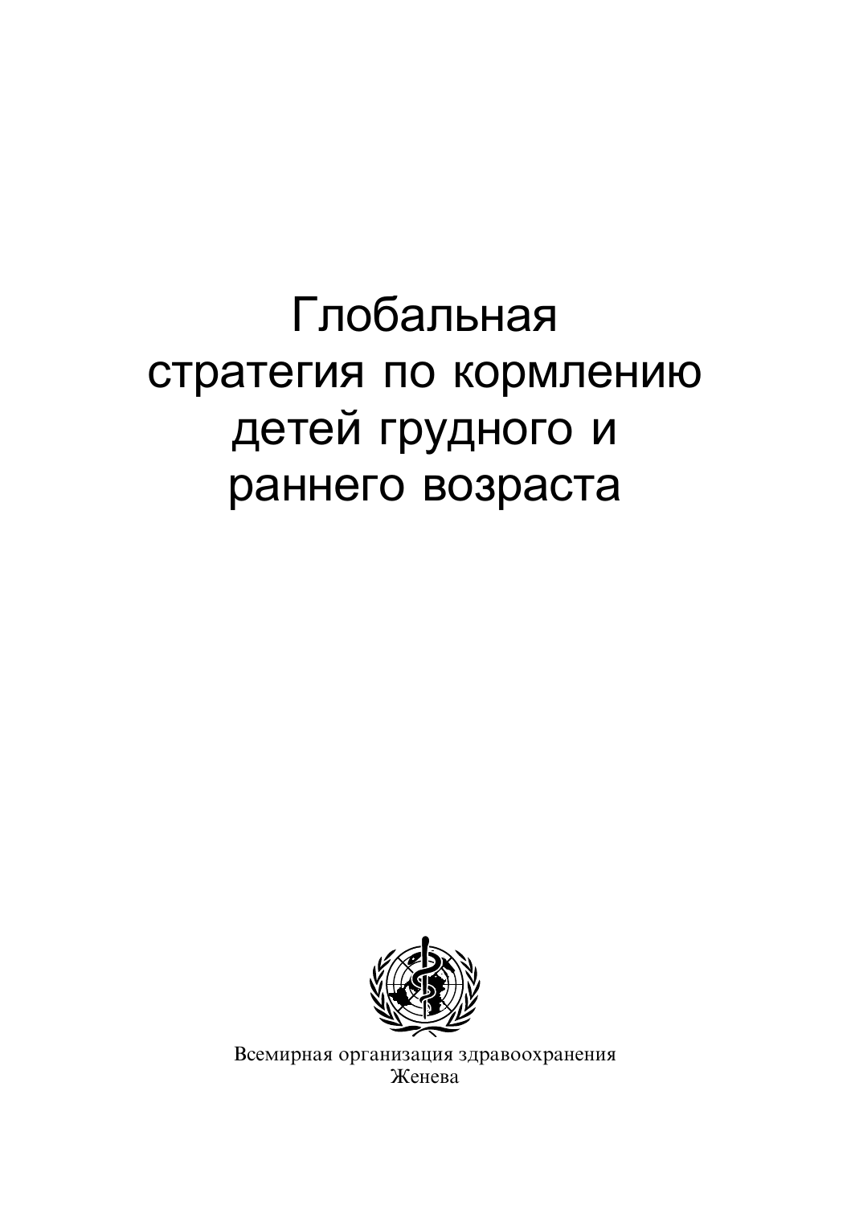# Глобальная стратегия по кормлению детей грудного и раннего возраста

Всемирная организация здравоохранения
Женева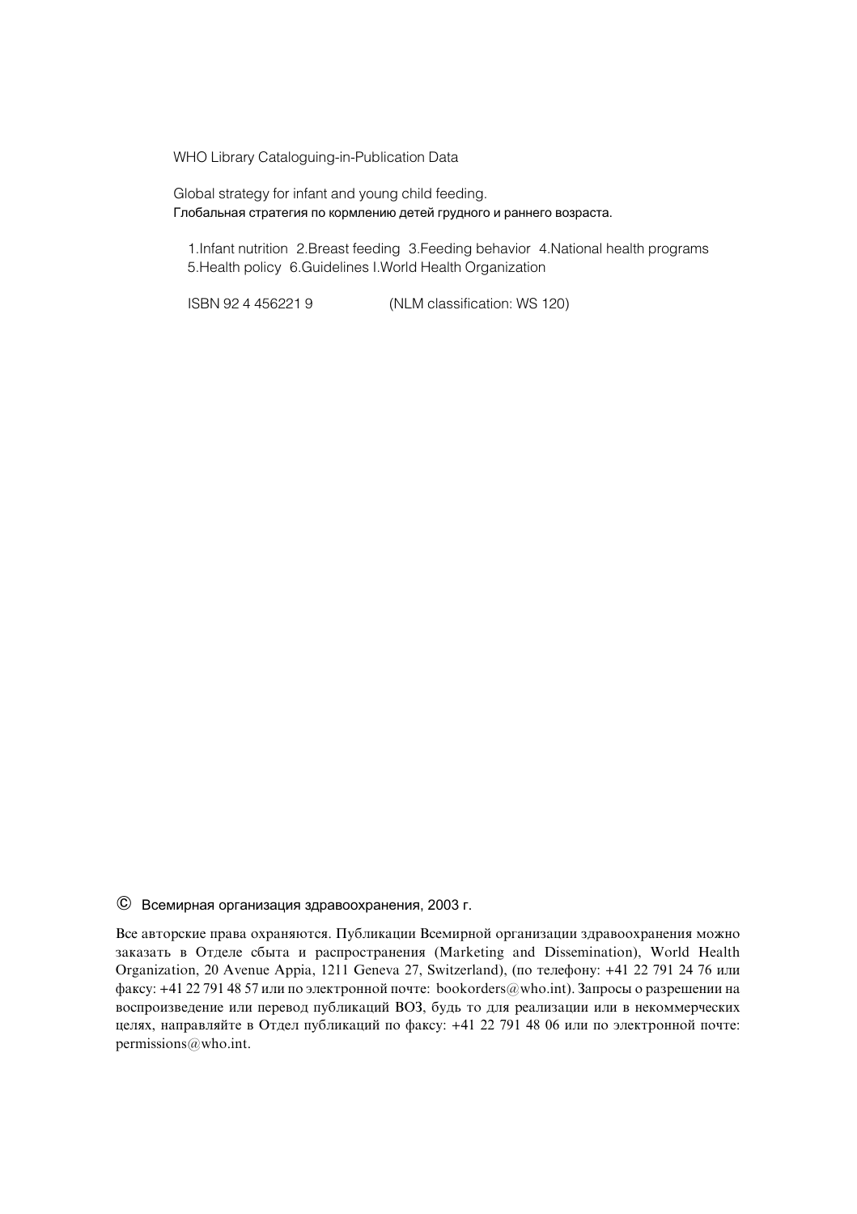WHO Library Cataloguing-in-Publication Data

Global strategy for infant and young child feeding.
Глобальная стратегия по кормлению детей грудного и раннего возраста.

1.Infant nutrition 2.Breast feeding 3.Feeding behavior 4.National health programs 5.Health policy 6.Guidelines I.World Health Organization

ISBN 92 4 456221 9 (NLM classification: WS 120)

© Всемирная организация здравоохранения, 2003 г.

Все авторские права охраняются. Публикации Всемирной организации здравоохранения можно заказать в Отделе сбыта и распространения (Marketing and Dissemination), World Health Organization, 20 Avenue Appia, 1211 Geneva 27, Switzerland), (по телефону: +41 22 791 24 76 или факсу: +41 22 791 48 57 или по электронной почте: bookorders@who.int). Запросы о разрешении на воспроизведение или перевод публикаций ВОЗ, будь то для реализации или в некоммерческих целях, направляйте в Отдел публикаций по факсу: +41 22 791 48 06 или по электронной почте: permissions@who.int.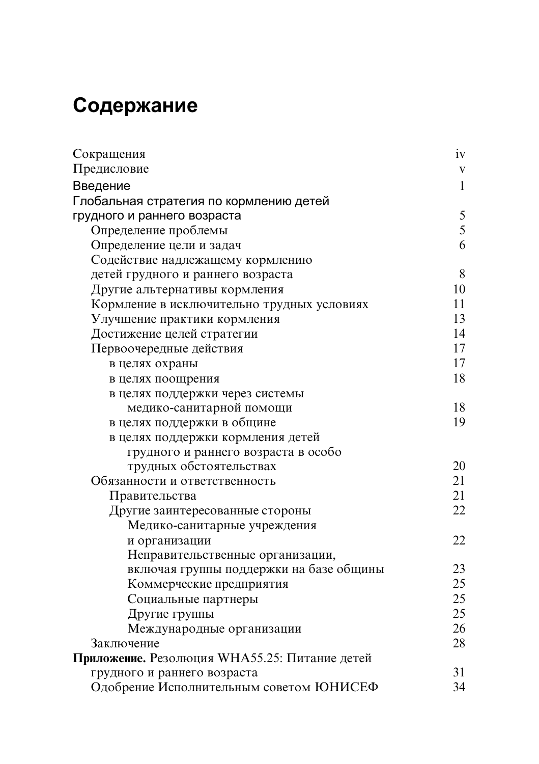# Содержание

| | |
|---|---|
| Сокращения | iv |
| Предисловие | v |
| Введение | 1 |
| Глобальная стратегия по кормлению детей грудного и раннего возраста | 5 |
| Определение проблемы | 5 |
| Определение цели и задач | 6 |
| Содействие надлежащему кормлению детей грудного и раннего возраста | 8 |
| Другие альтернативы кормления | 10 |
| Кормление в исключительно трудных условиях | 11 |
| Улучшение практики кормления | 13 |
| Достижение целей стратегии | 14 |
| Первоочередные действия | 17 |
| в целях охраны | 17 |
| в целях поощрения | 18 |
| в целях поддержки через системы медико-санитарной помощи | 18 |
| в целях поддержки в общине | 19 |
| в целях поддержки кормления детей грудного и раннего возраста в особо трудных обстоятельствах | 20 |
| Обязанности и ответственность | 21 |
| Правительства | 21 |
| Другие заинтересованные стороны | 22 |
| Медико-санитарные учреждения и организации | 22 |
| Неправительственные организации, включая группы поддержки на базе общины | 23 |
| Коммерческие предприятия | 25 |
| Социальные партнеры | 25 |
| Другие группы | 25 |
| Международные организации | 26 |
| Заключение | 28 |
| **Приложение.** Резолюция WHA55.25: Питание детей грудного и раннего возраста | 31 |
| Одобрение Исполнительным советом ЮНИСЕФ | 34 |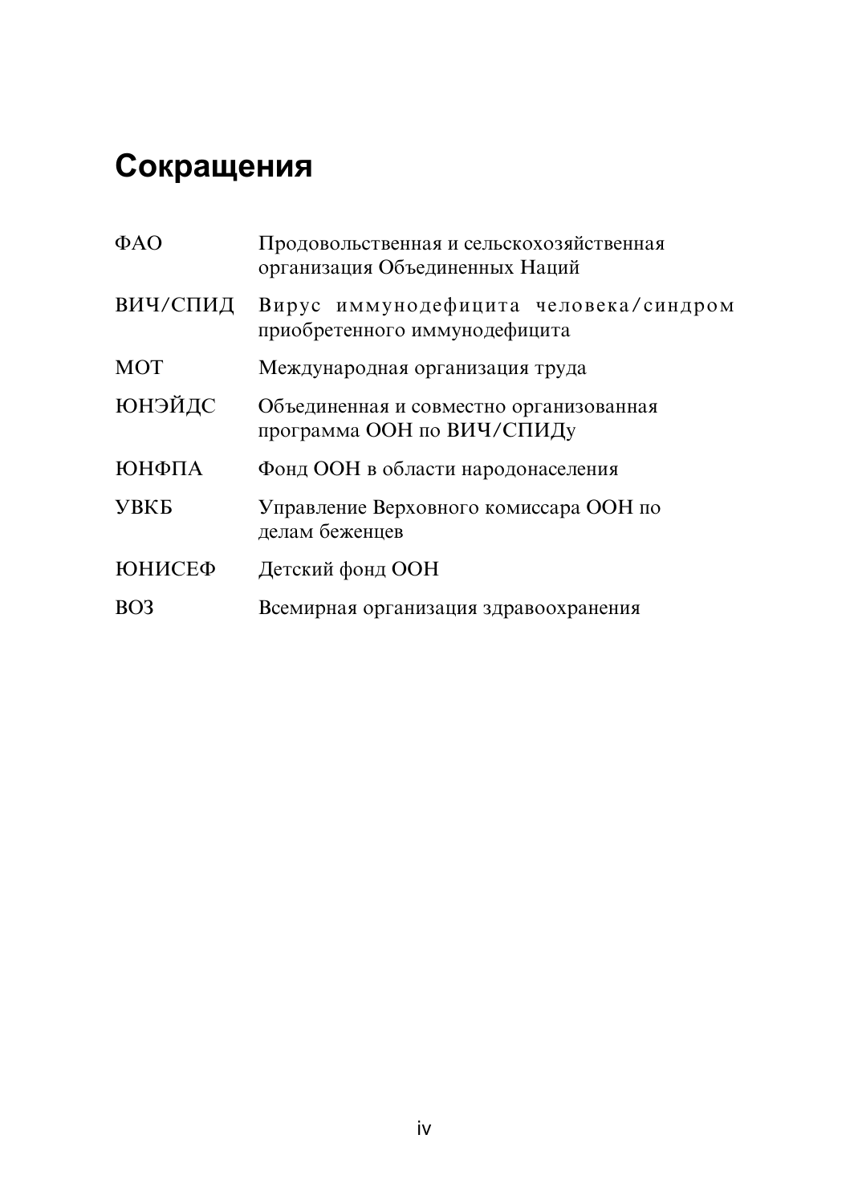# Сокращения

| | |
|---|---|
| ФАО | Продовольственная и сельскохозяйственная организация Объединенных Наций |
| ВИЧ/СПИД | Вирус иммунодефицита человека/синдром приобретенного иммунодефицита |
| МОТ | Международная организация труда |
| ЮНЭЙДС | Объединенная и совместно организованная программа ООН по ВИЧ/СПИДу |
| ЮНФПА | Фонд ООН в области народонаселения |
| УВКБ | Управление Верховного комиссара ООН по делам беженцев |
| ЮНИСЕФ | Детский фонд ООН |
| ВОЗ | Всемирная организация здравоохранения |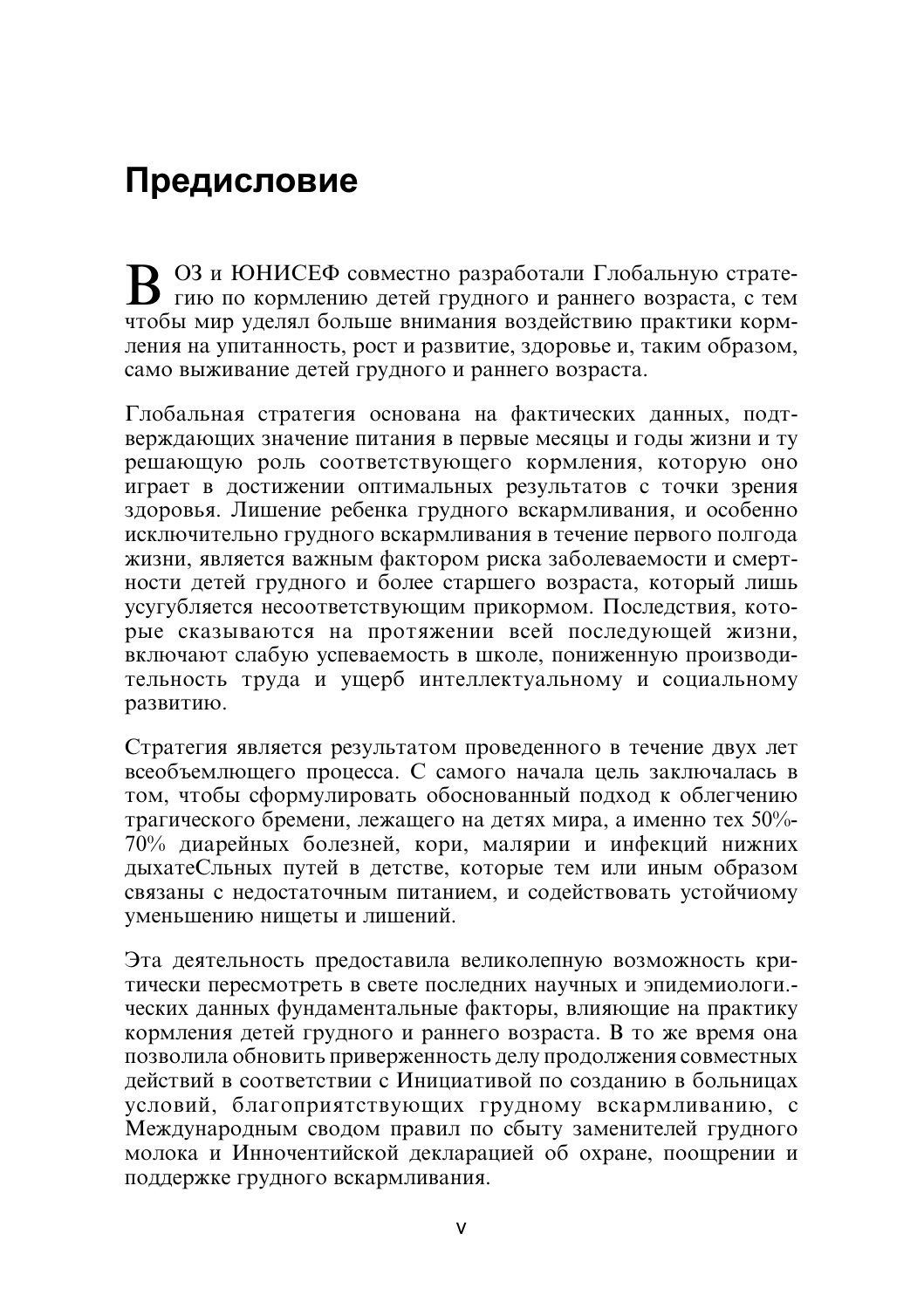# Предисловие

ВОЗ и ЮНИСЕФ совместно разработали Глобальную стратегию по кормлению детей грудного и раннего возраста, с тем чтобы мир уделял больше внимания воздействию практики кормления на упитанность, рост и развитие, здоровье и, таким образом, само выживание детей грудного и раннего возраста.

Глобальная стратегия основана на фактических данных, подтверждающих значение питания в первые месяцы и годы жизни и ту решающую роль соответствующего кормления, которую оно играет в достижении оптимальных результатов с точки зрения здоровья. Лишение ребенка грудного вскармливания, и особенно исключительно грудного вскармливания в течение первого полгода жизни, является важным фактором риска заболеваемости и смертности детей грудного и более старшего возраста, который лишь усугубляется несоответствующим прикормом. Последствия, которые сказываются на протяжении всей последующей жизни, включают слабую успеваемость в школе, пониженную производительность труда и ущерб интеллектуальному и социальному развитию.

Стратегия является результатом проведенного в течение двух лет всеобъемлющего процесса. С самого начала цель заключалась в том, чтобы сформулировать обоснованный подход к облегчению трагического бремени, лежащего на детях мира, а именно тех 50%-70% диарейных болезней, кори, малярии и инфекций нижних дыхатеСльных путей в детстве, которые тем или иным образом связаны с недостаточным питанием, и содействовать устойчиому уменьшению нищеты и лишений.

Эта деятельность предоставила великолепную возможность критически пересмотреть в свете последних научных и эпидемиологи.-ческих данных фундаментальные факторы, влияющие на практику кормления детей грудного и раннего возраста. В то же время она позволила обновить приверженность делу продолжения совместных действий в соответствии с Инициативой по созданию в больницах условий, благоприятствующих грудному вскармливанию, с Международным сводом правил по сбыту заменителей грудного молока и Инночентийской декларацией об охране, поощрении и поддержке грудного вскармливания.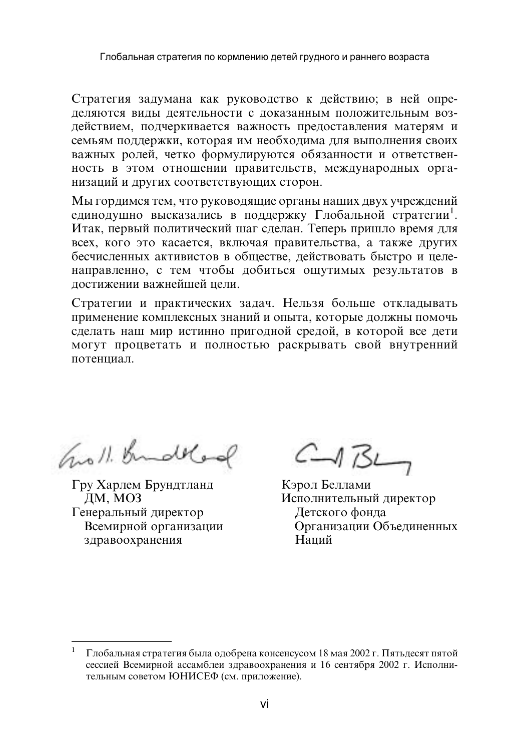Стратегия задумана как руководство к действию; в ней определяются виды деятельности с доказанным положительным воздействием, подчеркивается важность предоставления матерям и семьям поддержки, которая им необходима для выполнения своих важных ролей, четко формулируются обязанности и ответственность в этом отношении правительств, международных организаций и других соответствующих сторон.

Мы гордимся тем, что руководящие органы наших двух учреждений единодушно высказались в поддержку Глобальной стратегии[1]. Итак, первый политический шаг сделан. Теперь пришло время для всех, кого это касается, включая правительства, а также других бесчисленных активистов в обществе, действовать быстро и целенаправленно, с тем чтобы добиться ощутимых результатов в достижении важнейшей цели.

Стратегии и практических задач. Нельзя больше откладывать применение комплексных знаний и опыта, которые должны помочь сделать наш мир истинно пригодной средой, в которой все дети могут процветать и полностью раскрывать свой внутренний потенциал.

Гру Харлем Брундтланд
ДМ, МОЗ
Генеральный директор
Всемирной организации
здравоохранения

Кэрол Беллами
Исполнительный директор
Детского фонда
Организации Объединенных
Наций

---

[1] Глобальная стратегия была одобрена консенсусом 18 мая 2002 г. Пятьдесят пятой сессией Всемирной ассамблеи здравоохранения и 16 сентября 2002 г. Исполнительным советом ЮНИСЕФ (см. приложение).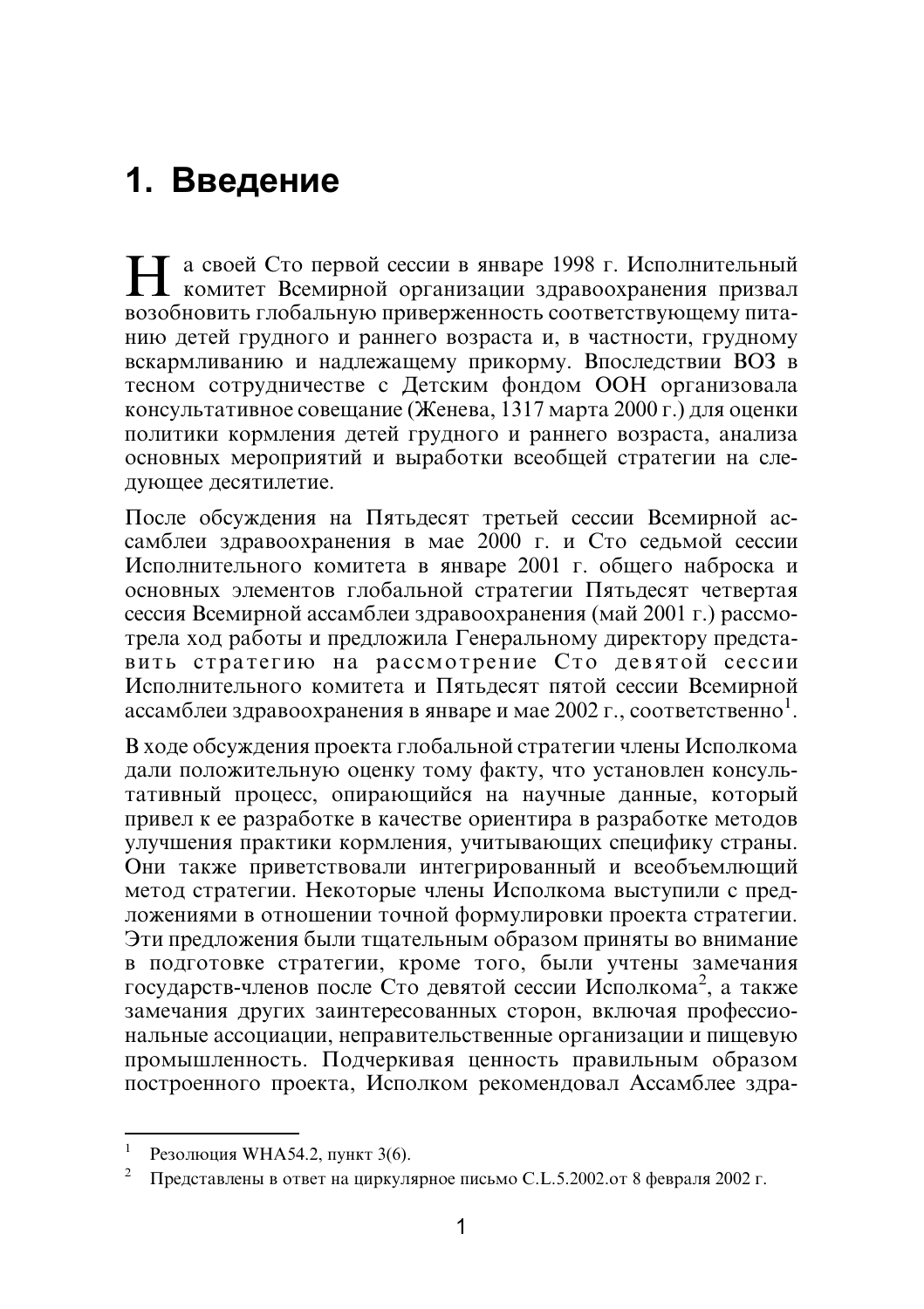# 1. Введение

На своей Сто первой сессии в январе 1998 г. Исполнительный комитет Всемирной организации здравоохранения призвал возобновить глобальную приверженность соответствующему питанию детей грудного и раннего возраста и, в частности, грудному вскармливанию и надлежащему прикорму. Впоследствии ВОЗ в тесном сотрудничестве с Детским фондом ООН организовала консультативное совещание (Женева, 1317 марта 2000 г.) для оценки политики кормления детей грудного и раннего возраста, анализа основных мероприятий и выработки всеобщей стратегии на следующее десятилетие.

После обсуждения на Пятьдесят третьей сессии Всемирной ассамблеи здравоохранения в мае 2000 г. и Сто седьмой сессии Исполнительного комитета в январе 2001 г. общего наброска и основных элементов глобальной стратегии Пятьдесят четвертая сессия Всемирной ассамблеи здравоохранения (май 2001 г.) рассмотрела ход работы и предложила Генеральному директору представить стратегию на рассмотрение Сто девятой сессии Исполнительного комитета и Пятьдесят пятой сессии Всемирной ассамблеи здравоохранения в январе и мае 2002 г., соответственно[1].

В ходе обсуждения проекта глобальной стратегии члены Исполкома дали положительную оценку тому факту, что установлен консультативный процесс, опирающийся на научные данные, который привел к ее разработке в качестве ориентира в разработке методов улучшения практики кормления, учитывающих специфику страны. Они также приветствовали интегрированный и всеобъемлющий метод стратегии. Некоторые члены Исполкома выступили с предложениями в отношении точной формулировки проекта стратегии. Эти предложения были тщательным образом приняты во внимание в подготовке стратегии, кроме того, были учтены замечания государств-членов после Сто девятой сессии Исполкома[2], а также замечания других заинтересованных сторон, включая профессиональные ассоциации, неправительственные организации и пищевую промышленность. Подчеркивая ценность правильным образом построенного проекта, Исполком рекомендовал Ассамблее здра-

---

[1] Резолюция WHA54.2, пункт 3(6).

[2] Представлены в ответ на циркулярное письмо C.L.5.2002.от 8 февраля 2002 г.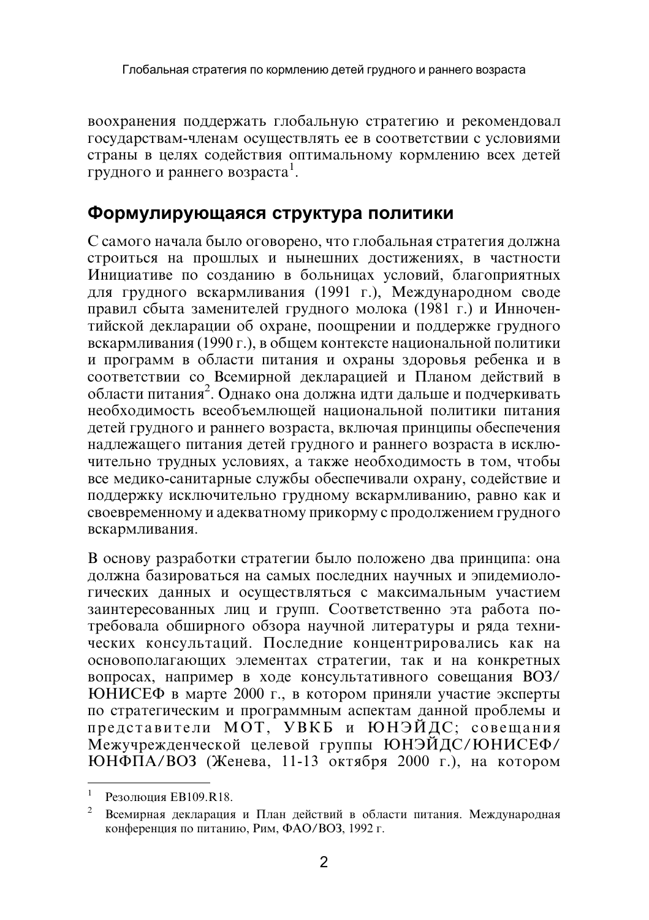воохранения поддержать глобальную стратегию и рекомендовал государствам-членам осуществлять ее в соответствии с условиями страны в целях содействия оптимальному кормлению всех детей грудного и раннего возраста[1].

## Формулирующаяся структура политики

С самого начала было оговорено, что глобальная стратегия должна строиться на прошлых и нынешних достижениях, в частности Инициативе по созданию в больницах условий, благоприятных для грудного вскармливания (1991 г.), Международном своде правил сбыта заменителей грудного молока (1981 г.) и Инночентийской декларации об охране, поощрении и поддержке грудного вскармливания (1990 г.), в общем контексте национальной политики и программ в области питания и охраны здоровья ребенка и в соответствии со Всемирной декларацией и Планом действий в области питания[2]. Однако она должна идти дальше и подчеркивать необходимость всеобъемлющей национальной политики питания детей грудного и раннего возраста, включая принципы обеспечения надлежащего питания детей грудного и раннего возраста в исключительно трудных условиях, а также необходимость в том, чтобы все медико-санитарные службы обеспечивали охрану, содействие и поддержку исключительно грудному вскармливанию, равно как и своевременному и адекватному прикорму с продолжением грудного вскармливания.

В основу разработки стратегии было положено два принципа: она должна базироваться на самых последних научных и эпидемиологических данных и осуществляться с максимальным участием заинтересованных лиц и групп. Соответственно эта работа потребовала обширного обзора научной литературы и ряда технических консультаций. Последние концентрировались как на основополагающих элементах стратегии, так и на конкретных вопросах, например в ходе консультативного совещания ВОЗ/ЮНИСЕФ в марте 2000 г., в котором приняли участие эксперты по стратегическим и программным аспектам данной проблемы и представители МОТ, УВКБ и ЮНЭЙДС; совещания Межучрежденческой целевой группы ЮНЭЙДС/ЮНИСЕФ/ЮНФПА/ВОЗ (Женева, 11-13 октября 2000 г.), на котором

---

[1] Резолюция EB109.R18.

[2] Всемирная декларация и План действий в области питания. Международная конференция по питанию, Рим, ФАО/ВОЗ, 1992 г.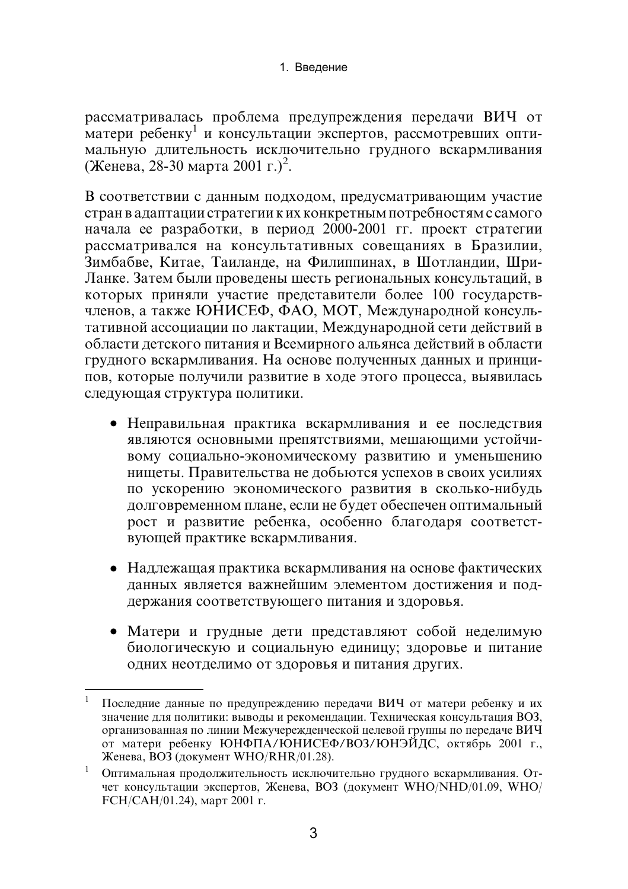рассматривалась проблема предупреждения передачи ВИЧ от матери ребенку[1] и консультации экспертов, рассмотревших оптимальную длительность исключительно грудного вскармливания (Женева, 28-30 марта 2001 г.)[2].

В соответствии с данным подходом, предусматривающим участие стран в адаптации стратегии к их конкретным потребностям с самого начала ее разработки, в период 2000-2001 гг. проект стратегии рассматривался на консультативных совещаниях в Бразилии, Зимбабве, Китае, Таиланде, на Филиппинах, в Шотландии, Шри-Ланке. Затем были проведены шесть региональных консультаций, в которых приняли участие представители более 100 государств-членов, а также ЮНИСЕФ, ФАО, МОТ, Международной консультативной ассоциации по лактации, Международной сети действий в области детского питания и Всемирного альянса действий в области грудного вскармливания. На основе полученных данных и принципов, которые получили развитие в ходе этого процесса, выявилась следующая структура политики.

- Неправильная практика вскармливания и ее последствия являются основными препятствиями, мешающими устойчивому социально-экономическому развитию и уменьшению нищеты. Правительства не добьются успехов в своих усилиях по ускорению экономического развития в сколько-нибудь долговременном плане, если не будет обеспечен оптимальный рост и развитие ребенка, особенно благодаря соответствующей практике вскармливания.

- Надлежащая практика вскармливания на основе фактических данных является важнейшим элементом достижения и поддержания соответствующего питания и здоровья.

- Матери и грудные дети представляют собой неделимую биологическую и социальную единицу; здоровье и питание одних неотделимо от здоровья и питания других.

---

[1] Последние данные по предупреждению передачи ВИЧ от матери ребенку и их значение для политики: выводы и рекомендации. Техническая консультация ВОЗ, организованная по линии Межучережденческой целевой группы по передаче ВИЧ от матери ребенку ЮНФПА/ЮНИСЕФ/ВОЗ/ЮНЭЙДС, октябрь 2001 г., Женева, ВОЗ (документ WHO/RHR/01.28).

[1] Оптимальная продолжительность исключительно грудного вскармливания. Отчет консультации экспертов, Женева, ВОЗ (документ WHO/NHD/01.09, WHO/FCH/CAH/01.24), март 2001 г.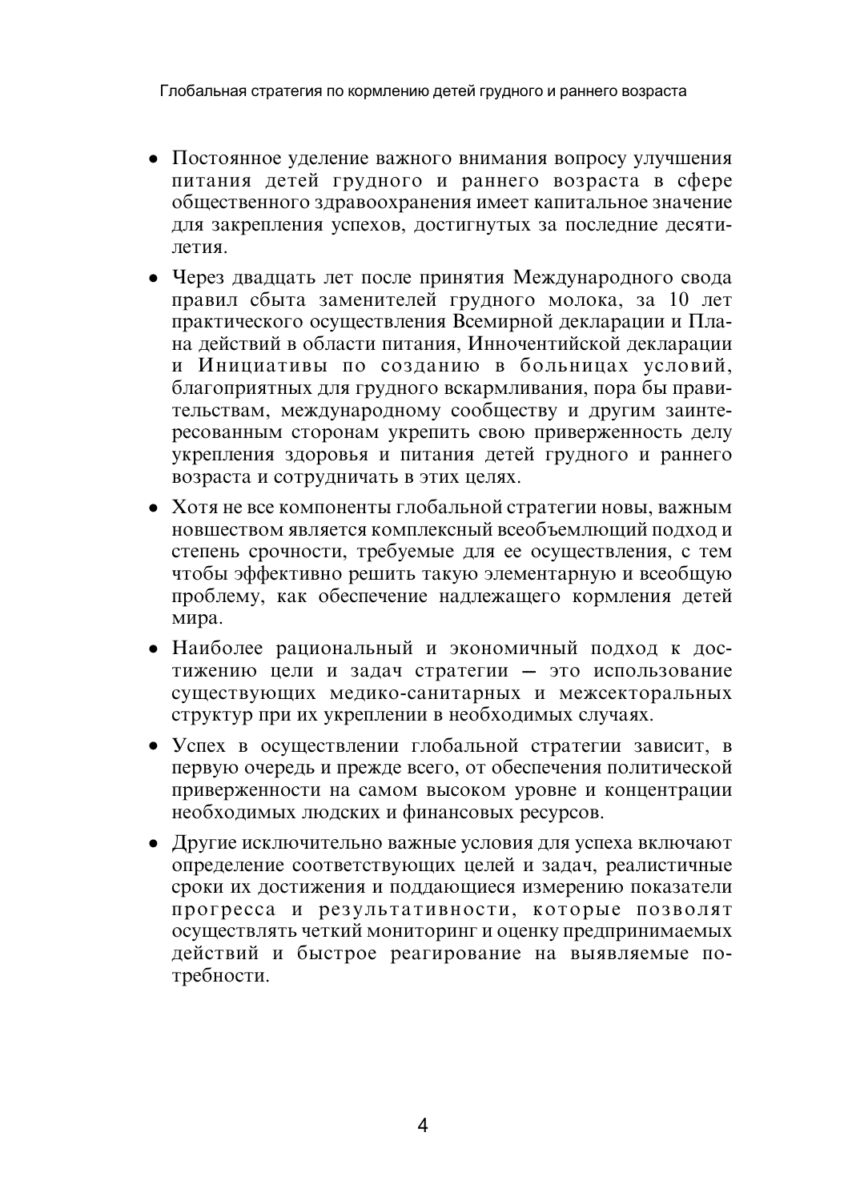- Постоянное уделение важного внимания вопросу улучшения питания детей грудного и раннего возраста в сфере общественного здравоохранения имеет капитальное значение для закрепления успехов, достигнутых за последние десятилетия.
- Через двадцать лет после принятия Международного свода правил сбыта заменителей грудного молока, за 10 лет практического осуществления Всемирной декларации и Плана действий в области питания, Инночентийской декларации и Инициативы по созданию в больницах условий, благоприятных для грудного вскармливания, пора бы правительствам, международному сообществу и другим заинтересованным сторонам укрепить свою приверженность делу укрепления здоровья и питания детей грудного и раннего возраста и сотрудничать в этих целях.
- Хотя не все компоненты глобальной стратегии новы, важным новшеством является комплексный всеобъемлющий подход и степень срочности, требуемые для ее осуществления, с тем чтобы эффективно решить такую элементарную и всеобщую проблему, как обеспечение надлежащего кормления детей мира.
- Наиболее рациональный и экономичный подход к достижению цели и задач стратегии — это использование существующих медико-санитарных и межсекторальных структур при их укреплении в необходимых случаях.
- Успех в осуществлении глобальной стратегии зависит, в первую очередь и прежде всего, от обеспечения политической приверженности на самом высоком уровне и концентрации необходимых людских и финансовых ресурсов.
- Другие исключительно важные условия для успеха включают определение соответствующих целей и задач, реалистичные сроки их достижения и поддающиеся измерению показатели прогресса и результативности, которые позволят осуществлять четкий мониторинг и оценку предпринимаемых действий и быстрое реагирование на выявляемые потребности.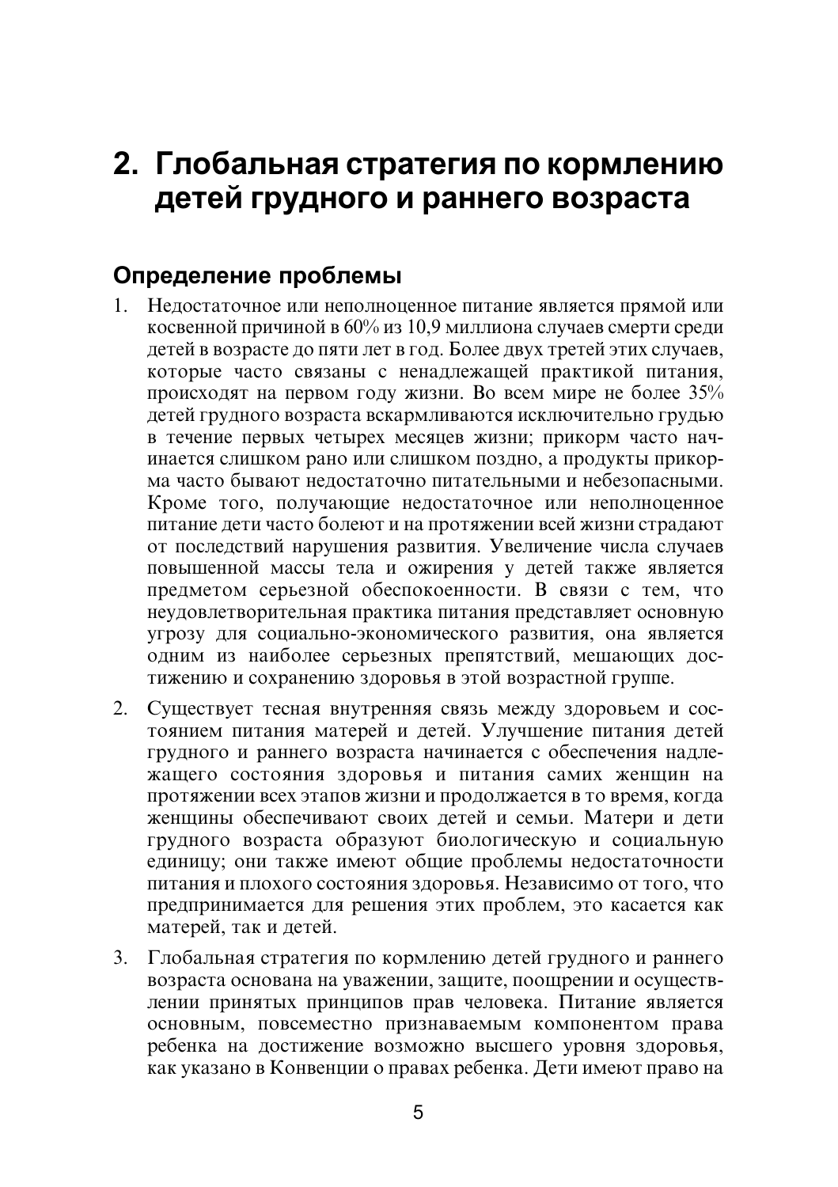## 2. Глобальная стратегия по кормлению детей грудного и раннего возраста

### Определение проблемы

1. Недостаточное или неполноценное питание является прямой или косвенной причиной в 60% из 10,9 миллиона случаев смерти среди детей в возрасте до пяти лет в год. Более двух третей этих случаев, которые часто связаны с ненадлежащей практикой питания, происходят на первом году жизни. Во всем мире не более 35% детей грудного возраста вскармливаются исключительно грудью в течение первых четырех месяцев жизни; прикорм часто начинается слишком рано или слишком поздно, а продукты прикорма часто бывают недостаточно питательными и небезопасными. Кроме того, получающие недостаточное или неполноценное питание дети часто болеют и на протяжении всей жизни страдают от последствий нарушения развития. Увеличение числа случаев повышенной массы тела и ожирения у детей также является предметом серьезной обеспокоенности. В связи с тем, что неудовлетворительная практика питания представляет основную угрозу для социально-экономического развития, она является одним из наиболее серьезных препятствий, мешающих достижению и сохранению здоровья в этой возрастной группе.

2. Существует тесная внутренняя связь между здоровьем и состоянием питания матерей и детей. Улучшение питания детей грудного и раннего возраста начинается с обеспечения надлежащего состояния здоровья и питания самих женщин на протяжении всех этапов жизни и продолжается в то время, когда женщины обеспечивают своих детей и семьи. Матери и дети грудного возраста образуют биологическую и социальную единицу; они также имеют общие проблемы недостаточности питания и плохого состояния здоровья. Независимо от того, что предпринимается для решения этих проблем, это касается как матерей, так и детей.

3. Глобальная стратегия по кормлению детей грудного и раннего возраста основана на уважении, защите, поощрении и осуществлении принятых принципов прав человека. Питание является основным, повсеместно признаваемым компонентом права ребенка на достижение возможно высшего уровня здоровья, как указано в Конвенции о правах ребенка. Дети имеют право на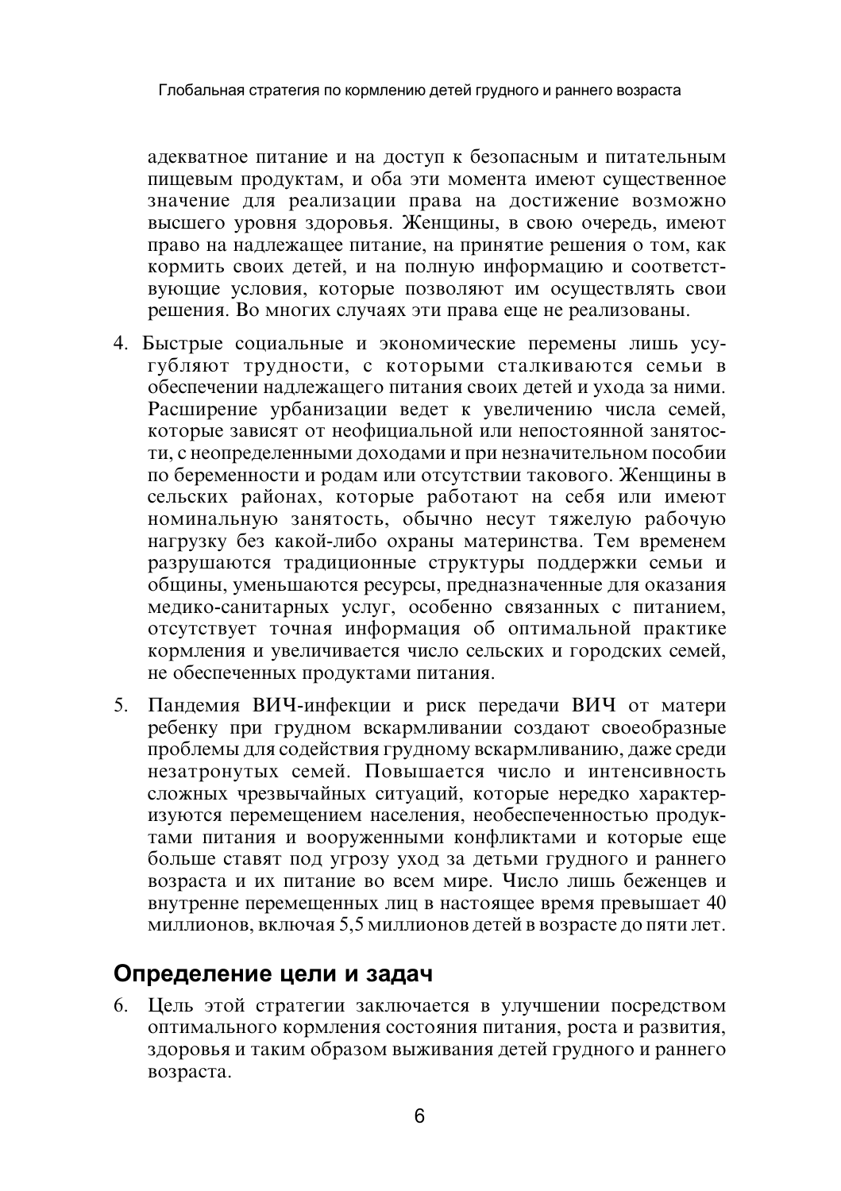адекватное питание и на доступ к безопасным и питательным пищевым продуктам, и оба эти момента имеют существенное значение для реализации права на достижение возможно высшего уровня здоровья. Женщины, в свою очередь, имеют право на надлежащее питание, на принятие решения о том, как кормить своих детей, и на полную информацию и соответствующие условия, которые позволяют им осуществлять свои решения. Во многих случаях эти права еще не реализованы.

4. Быстрые социальные и экономические перемены лишь усугубляют трудности, с которыми сталкиваются семьи в обеспечении надлежащего питания своих детей и ухода за ними. Расширение урбанизации ведет к увеличению числа семей, которые зависят от неофициальной или непостоянной занятости, с неопределенными доходами и при незначительном пособии по беременности и родам или отсутствии такового. Женщины в сельских районах, которые работают на себя или имеют номинальную занятость, обычно несут тяжелую рабочую нагрузку без какой-либо охраны материнства. Тем временем разрушаются традиционные структуры поддержки семьи и общины, уменьшаются ресурсы, предназначенные для оказания медико-санитарных услуг, особенно связанных с питанием, отсутствует точная информация об оптимальной практике кормления и увеличивается число сельских и городских семей, не обеспеченных продуктами питания.

5. Пандемия ВИЧ-инфекции и риск передачи ВИЧ от матери ребенку при грудном вскармливании создают своеобразные проблемы для содействия грудному вскармливанию, даже среди незатронутых семей. Повышается число и интенсивность сложных чрезвычайных ситуаций, которые нередко характеризуются перемещением населения, необеспеченностью продуктами питания и вооруженными конфликтами и которые еще больше ставят под угрозу уход за детьми грудного и раннего возраста и их питание во всем мире. Число лишь беженцев и внутренне перемещенных лиц в настоящее время превышает 40 миллионов, включая 5,5 миллионов детей в возрасте до пяти лет.

## Определение цели и задач

6. Цель этой стратегии заключается в улучшении посредством оптимального кормления состояния питания, роста и развития, здоровья и таким образом выживания детей грудного и раннего возраста.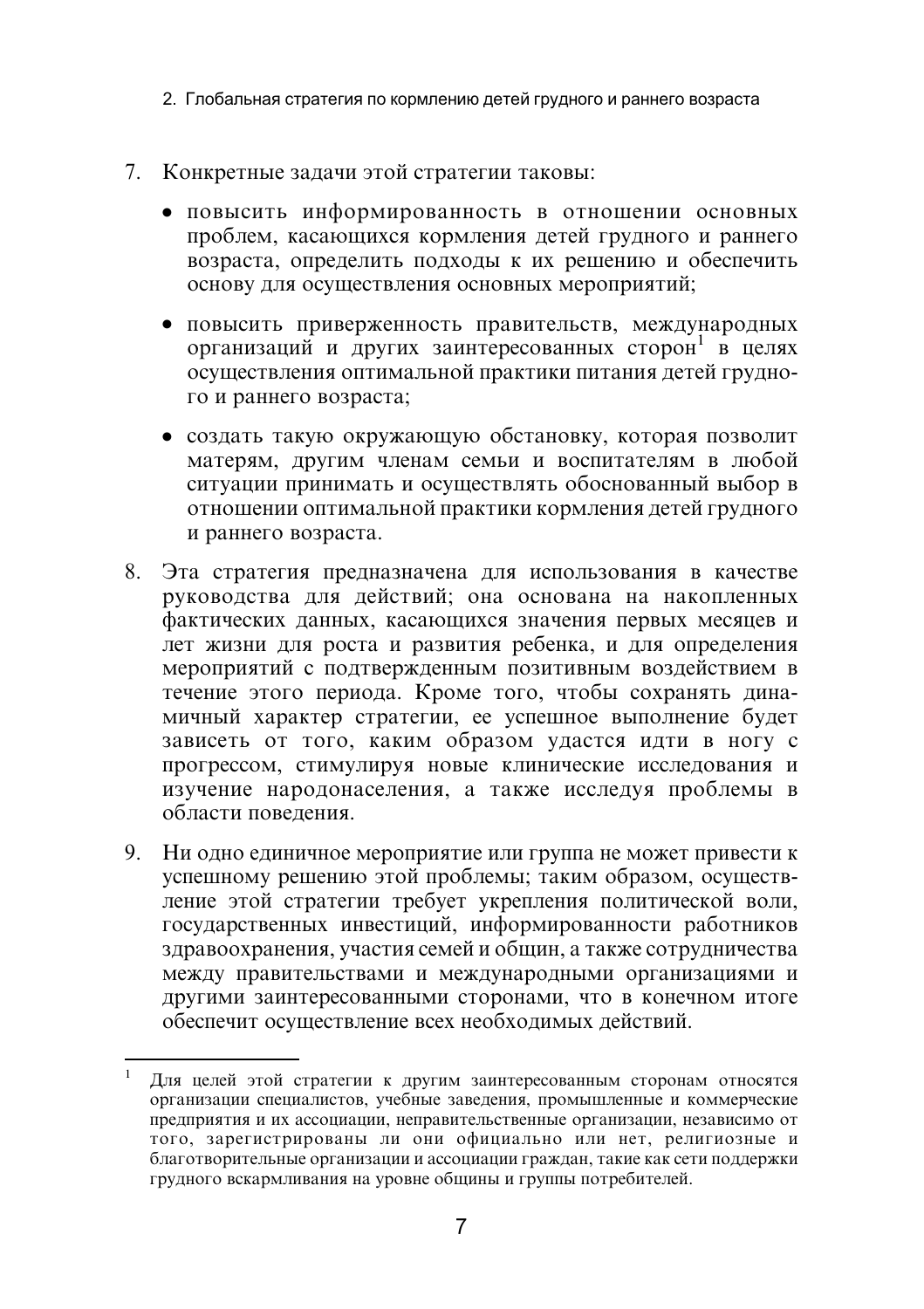7. Конкретные задачи этой стратегии таковы:

   - повысить информированность в отношении основных проблем, касающихся кормления детей грудного и раннего возраста, определить подходы к их решению и обеспечить основу для осуществления основных мероприятий;
   - повысить приверженность правительств, международных организаций и других заинтересованных сторон[1] в целях осуществления оптимальной практики питания детей грудного и раннего возраста;
   - создать такую окружающую обстановку, которая позволит матерям, другим членам семьи и воспитателям в любой ситуации принимать и осуществлять обоснованный выбор в отношении оптимальной практики кормления детей грудного и раннего возраста.

8. Эта стратегия предназначена для использования в качестве руководства для действий; она основана на накопленных фактических данных, касающихся значения первых месяцев и лет жизни для роста и развития ребенка, и для определения мероприятий с подтвержденным позитивным воздействием в течение этого периода. Кроме того, чтобы сохранять динамичный характер стратегии, ее успешное выполнение будет зависеть от того, каким образом удастся идти в ногу с прогрессом, стимулируя новые клинические исследования и изучение народонаселения, а также исследуя проблемы в области поведения.

9. Ни одно единичное мероприятие или группа не может привести к успешному решению этой проблемы; таким образом, осуществление этой стратегии требует укрепления политической воли, государственных инвестиций, информированности работников здравоохранения, участия семей и общин, а также сотрудничества между правительствами и международными организациями и другими заинтересованными сторонами, что в конечном итоге обеспечит осуществление всех необходимых действий.

---

[1] Для целей этой стратегии к другим заинтересованным сторонам относятся организации специалистов, учебные заведения, промышленные и коммерческие предприятия и их ассоциации, неправительственные организации, независимо от того, зарегистрированы ли они официально или нет, религиозные и благотворительные организации и ассоциации граждан, такие как сети поддержки грудного вскармливания на уровне общины и группы потребителей.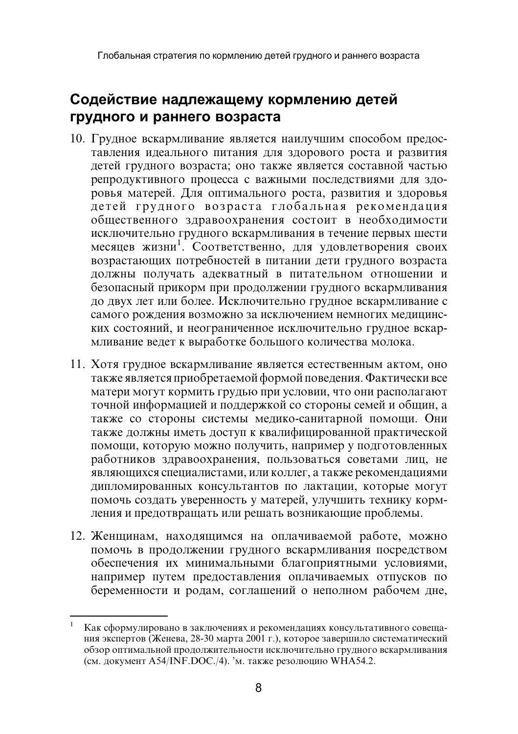## Содействие надлежащему кормлению детей грудного и раннего возраста

10. Грудное вскармливание является наилучшим способом предоставления идеального питания для здорового роста и развития детей грудного возраста; оно также является составной частью репродуктивного процесса с важными последствиями для здоровья матерей. Для оптимального роста, развития и здоровья детей грудного возраста глобальная рекомендация общественного здравоохранения состоит в необходимости исключительно грудного вскармливания в течение первых шести месяцев жизни[1]. Соответственно, для удовлетворения своих возрастающих потребностей в питании дети грудного возраста должны получать адекватный в питательном отношении и безопасный прикорм при продолжении грудного вскармливания до двух лет или более. Исключительно грудное вскармливание с самого рождения возможно за исключением немногих медицинских состояний, и неограниченное исключительно грудное вскармливание ведет к выработке большого количества молока.

11. Хотя грудное вскармливание является естественным актом, оно также является приобретаемой формой поведения. Фактически все матери могут кормить грудью при условии, что они располагают точной информацией и поддержкой со стороны семей и общин, а также со стороны системы медико-санитарной помощи. Они также должны иметь доступ к квалифицированной практической помощи, которую можно получить, например у подготовленных работников здравоохранения, пользоваться советами лиц, не являющихся специалистами, или коллег, а также рекомендациями дипломированных консультантов по лактации, которые могут помочь создать уверенность у матерей, улучшить технику кормления и предотвращать или решать возникающие проблемы.

12. Женщинам, находящимся на оплачиваемой работе, можно помочь в продолжении грудного вскармливания посредством обеспечения их минимальными благоприятными условиями, например путем предоставления оплачиваемых отпусков по беременности и родам, соглашений о неполном рабочем дне,

---

[1] Как сформулировано в заключениях и рекомендациях консультативного совещания экспертов (Женева, 28-30 марта 2001 г.), которое завершило систематический обзор оптимальной продолжительности исключительно грудного вскармливания (см. документ A54/INF.DOC./4). 'м. также резолюцию WHA54.2.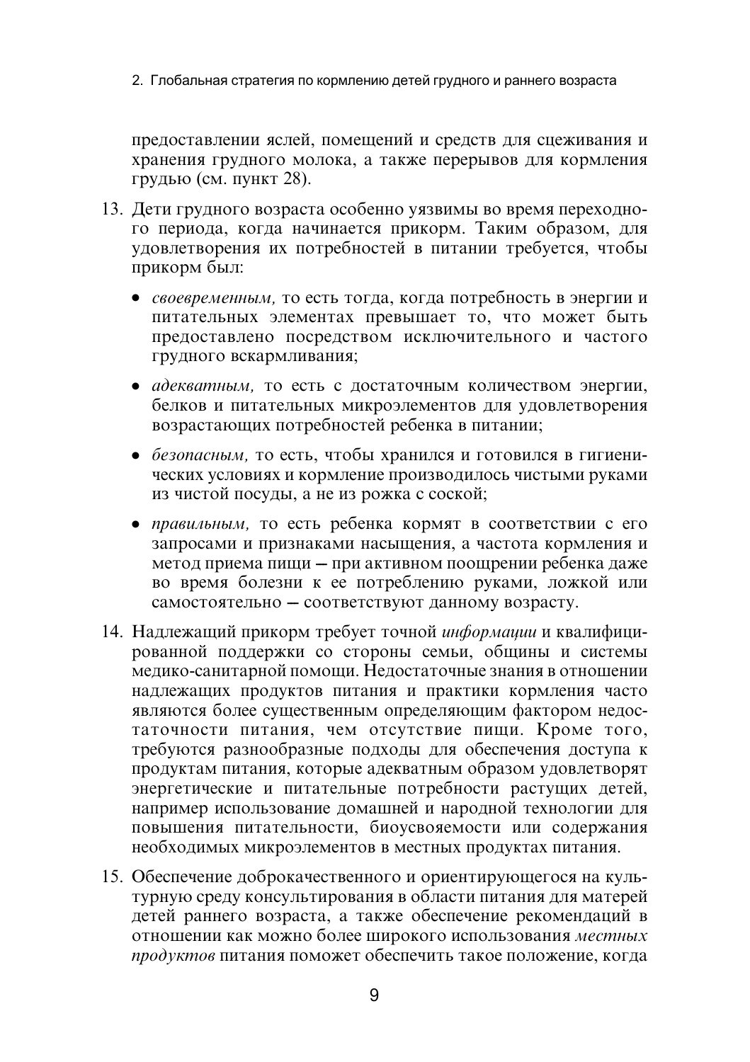предоставлении яслей, помещений и средств для сцеживания и хранения грудного молока, а также перерывов для кормления грудью (см. пункт 28).

13. Дети грудного возраста особенно уязвимы во время переходного периода, когда начинается прикорм. Таким образом, для удовлетворения их потребностей в питании требуется, чтобы прикорм был:

    - *своевременным,* то есть тогда, когда потребность в энергии и питательных элементах превышает то, что может быть предоставлено посредством исключительного и частого грудного вскармливания;
    - *адекватным,* то есть с достаточным количеством энергии, белков и питательных микроэлементов для удовлетворения возрастающих потребностей ребенка в питании;
    - *безопасным,* то есть, чтобы хранился и готовился в гигиенических условиях и кормление производилось чистыми руками из чистой посуды, а не из рожка с соской;
    - *правильным,* то есть ребенка кормят в соответствии с его запросами и признаками насыщения, а частота кормления и метод приема пищи – при активном поощрении ребенка даже во время болезни к ее потреблению руками, ложкой или самостоятельно – соответствуют данному возрасту.

14. Надлежащий прикорм требует точной *информации* и квалифицированной поддержки со стороны семьи, общины и системы медико-санитарной помощи. Недостаточные знания в отношении надлежащих продуктов питания и практики кормления часто являются более существенным определяющим фактором недостаточности питания, чем отсутствие пищи. Кроме того, требуются разнообразные подходы для обеспечения доступа к продуктам питания, которые адекватным образом удовлетворят энергетические и питательные потребности растущих детей, например использование домашней и народной технологии для повышения питательности, биоусвояемости или содержания необходимых микроэлементов в местных продуктах питания.

15. Обеспечение доброкачественного и ориентирующегося на культурную среду консультирования в области питания для матерей детей раннего возраста, а также обеспечение рекомендаций в отношении как можно более широкого использования *местных продуктов* питания поможет обеспечить такое положение, когда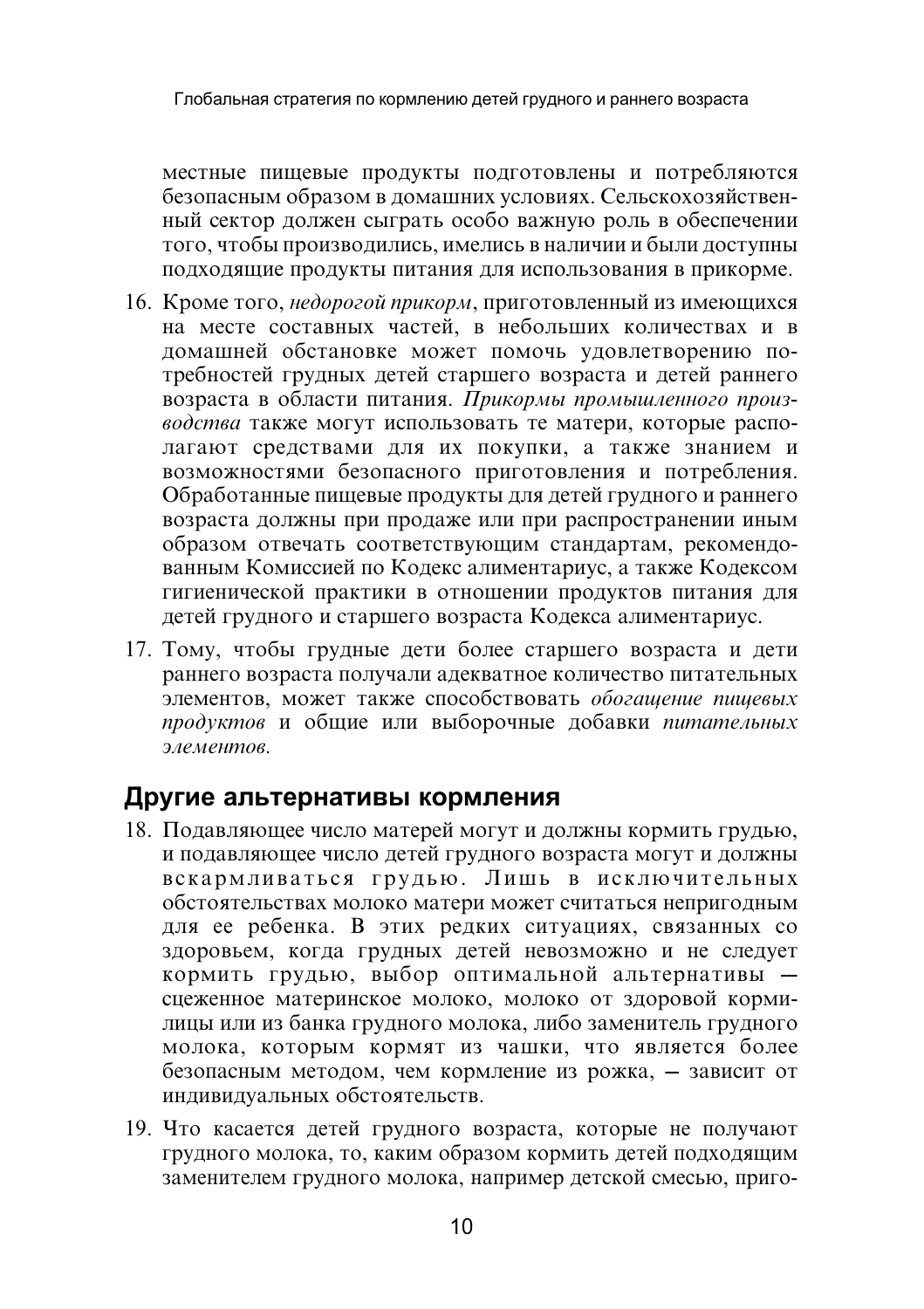местные пищевые продукты подготовлены и потребляются безопасным образом в домашних условиях. Сельскохозяйственный сектор должен сыграть особо важную роль в обеспечении того, чтобы производились, имелись в наличии и были доступны подходящие продукты питания для использования в прикорме.

16. Кроме того, *недорогой прикорм*, приготовленный из имеющихся на месте составных частей, в небольших количествах и в домашней обстановке может помочь удовлетворению потребностей грудных детей старшего возраста и детей раннего возраста в области питания. *Прикормы промышленного производства* также могут использовать те матери, которые располагают средствами для их покупки, а также знанием и возможностями безопасного приготовления и потребления. Обработанные пищевые продукты для детей грудного и раннего возраста должны при продаже или при распространении иным образом отвечать соответствующим стандартам, рекомендованным Комиссией по Кодекс алиментариус, а также Кодексом гигиенической практики в отношении продуктов питания для детей грудного и старшего возраста Кодекса алиментариус.

17. Тому, чтобы грудные дети более старшего возраста и дети раннего возраста получали адекватное количество питательных элементов, может также способствовать *обогащение пищевых продуктов* и общие или выборочные добавки *питательных элементов*.

## Другие альтернативы кормления

18. Подавляющее число матерей могут и должны кормить грудью, и подавляющее число детей грудного возраста могут и должны вскармливаться грудью. Лишь в исключительных обстоятельствах молоко матери может считаться непригодным для ее ребенка. В этих редких ситуациях, связанных со здоровьем, когда грудных детей невозможно и не следует кормить грудью, выбор оптимальной альтернативы — сцеженное материнское молоко, молоко от здоровой кормилицы или из банка грудного молока, либо заменитель грудного молока, которым кормят из чашки, что является более безопасным методом, чем кормление из рожка, — зависит от индивидуальных обстоятельств.

19. Что касается детей грудного возраста, которые не получают грудного молока, то, каким образом кормить детей подходящим заменителем грудного молока, например детской смесью, приго-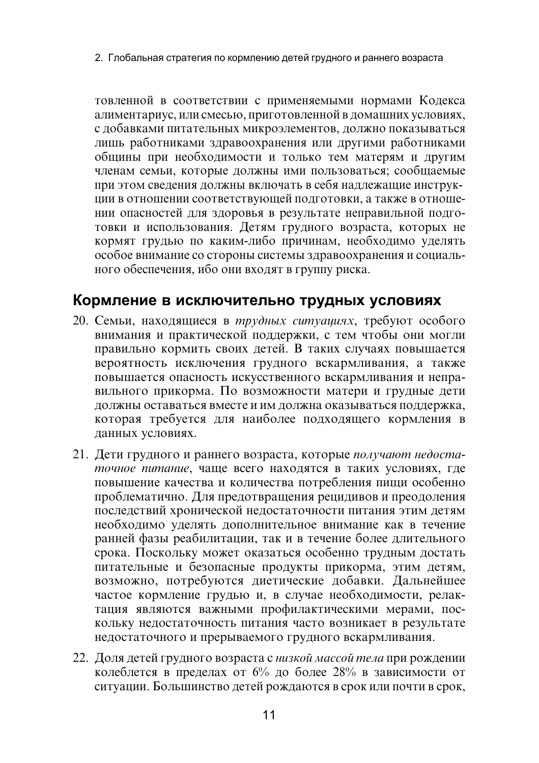товленной в соответствии с применяемыми нормами Кодекса алиментариус, или смесью, приготовленной в домашних условиях, с добавками питательных микроэлементов, должно показываться лишь работниками здравоохранения или другими работниками общины при необходимости и только тем матерям и другим членам семьи, которые должны ими пользоваться; сообщаемые при этом сведения должны включать в себя надлежащие инструкции в отношении соответствующей подготовки, а также в отношении опасностей для здоровья в результате неправильной подготовки и использования. Детям грудного возраста, которых не кормят грудью по каким-либо причинам, необходимо уделять особое внимание со стороны системы здравоохранения и социального обеспечения, ибо они входят в группу риска.

## Кормление в исключительно трудных условиях

20. Семьи, находящиеся в *трудных ситуациях*, требуют особого внимания и практической поддержки, с тем чтобы они могли правильно кормить своих детей. В таких случаях повышается вероятность исключения грудного вскармливания, а также повышается опасность искусственного вскармливания и неправильного прикорма. По возможности матери и грудные дети должны оставаться вместе и им должна оказываться поддержка, которая требуется для наиболее подходящего кормления в данных условиях.

21. Дети грудного и раннего возраста, которые *получают недостаточное питание*, чаще всего находятся в таких условиях, где повышение качества и количества потребления пищи особенно проблематично. Для предотвращения рецидивов и преодоления последствий хронической недостаточности питания этим детям необходимо уделять дополнительное внимание как в течение ранней фазы реабилитации, так и в течение более длительного срока. Поскольку может оказаться особенно трудным достать питательные и безопасные продукты прикорма, этим детям, возможно, потребуются диетические добавки. Дальнейшее частое кормление грудью и, в случае необходимости, релактация являются важными профилактическими мерами, поскольку недостаточность питания часто возникает в результате недостаточного и прерываемого грудного вскармливания.

22. Доля детей грудного возраста с *низкой массой тела* при рождении колеблется в пределах от 6% до более 28% в зависимости от ситуации. Большинство детей рождаются в срок или почти в срок,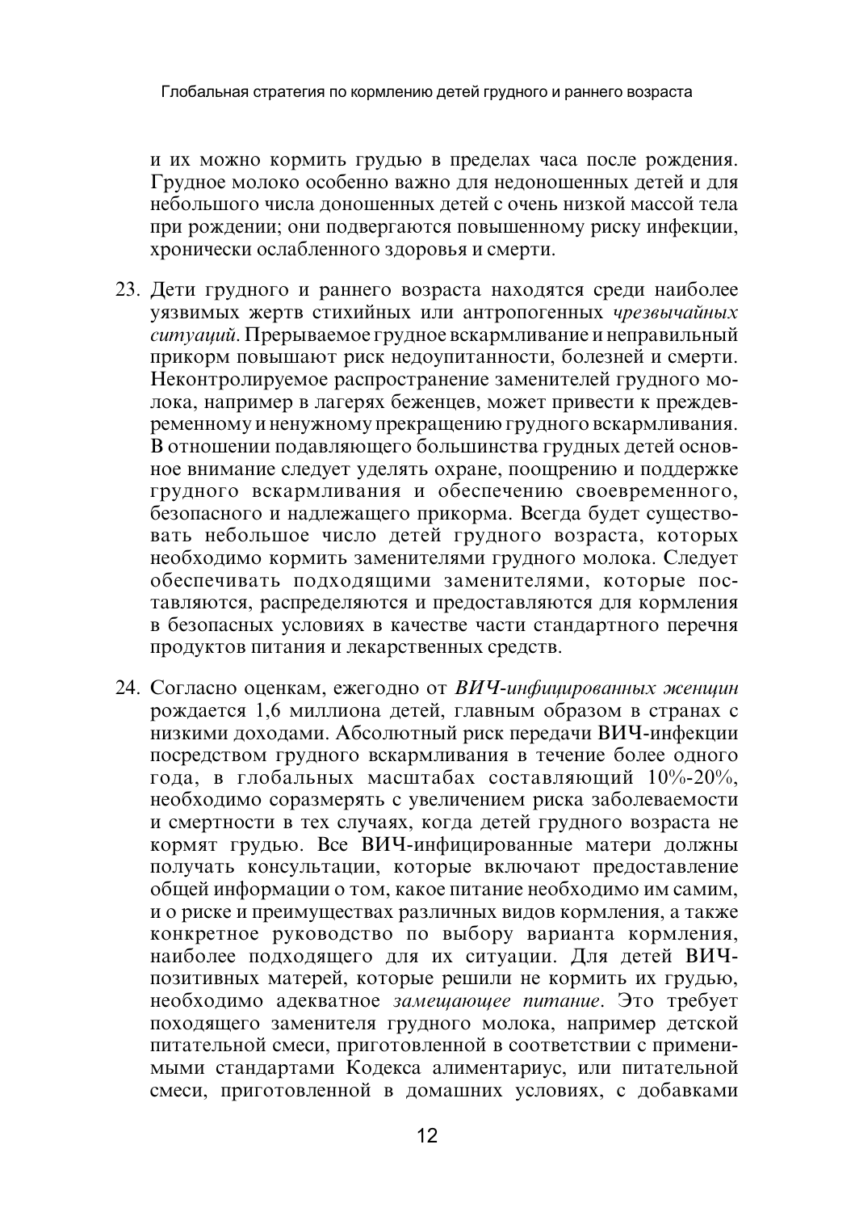и их можно кормить грудью в пределах часа после рождения. Грудное молоко особенно важно для недоношенных детей и для небольшого числа доношенных детей с очень низкой массой тела при рождении; они подвергаются повышенному риску инфекции, хронически ослабленного здоровья и смерти.

23. Дети грудного и раннего возраста находятся среди наиболее уязвимых жертв стихийных или антропогенных *чрезвычайных ситуаций*. Прерываемое грудное вскармливание и неправильный прикорм повышают риск недоупитанности, болезней и смерти. Неконтролируемое распространение заменителей грудного молока, например в лагерях беженцев, может привести к преждевременному и ненужному прекращению грудного вскармливания. В отношении подавляющего большинства грудных детей основное внимание следует уделять охране, поощрению и поддержке грудного вскармливания и обеспечению своевременного, безопасного и надлежащего прикорма. Всегда будет существовать небольшое число детей грудного возраста, которых необходимо кормить заменителями грудного молока. Следует обеспечивать подходящими заменителями, которые поставляются, распределяются и предоставляются для кормления в безопасных условиях в качестве части стандартного перечня продуктов питания и лекарственных средств.

24. Согласно оценкам, ежегодно от *ВИЧ-инфицированных женщин* рождается 1,6 миллиона детей, главным образом в странах с низкими доходами. Абсолютный риск передачи ВИЧ-инфекции посредством грудного вскармливания в течение более одного года, в глобальных масштабах составляющий 10%-20%, необходимо соразмерять с увеличением риска заболеваемости и смертности в тех случаях, когда детей грудного возраста не кормят грудью. Все ВИЧ-инфицированные матери должны получать консультации, которые включают предоставление общей информации о том, какое питание необходимо им самим, и о риске и преимуществах различных видов кормления, а также конкретное руководство по выбору варианта кормления, наиболее подходящего для их ситуации. Для детей ВИЧ-позитивных матерей, которые решили не кормить их грудью, необходимо адекватное *замещающее питание*. Это требует походящего заменителя грудного молока, например детской питательной смеси, приготовленной в соответствии с применимыми стандартами Кодекса алиментариус, или питательной смеси, приготовленной в домашних условиях, с добавками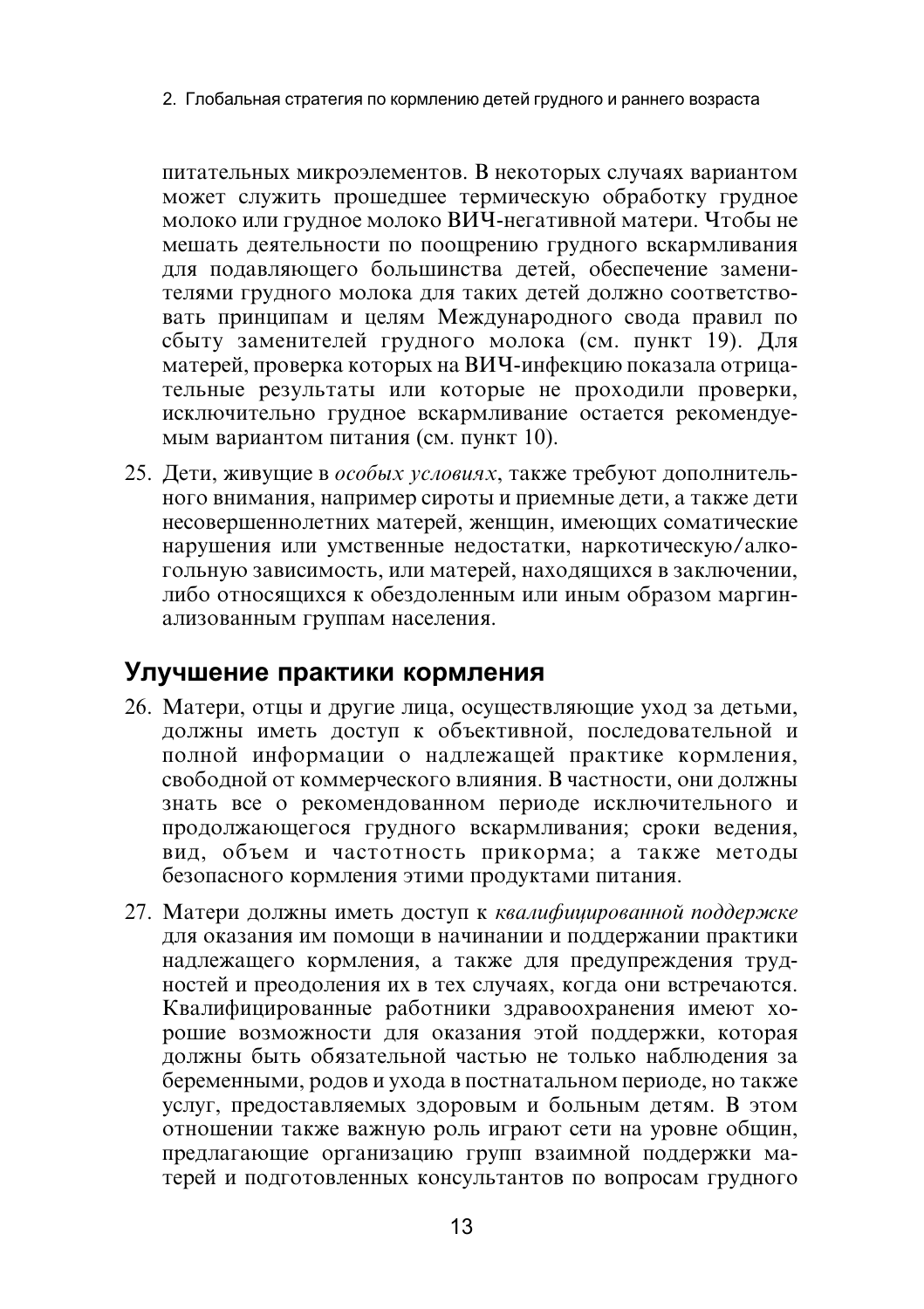питательных микроэлементов. В некоторых случаях вариантом может служить прошедшее термическую обработку грудное молоко или грудное молоко ВИЧ-негативной матери. Чтобы не мешать деятельности по поощрению грудного вскармливания для подавляющего большинства детей, обеспечение заменителями грудного молока для таких детей должно соответствовать принципам и целям Международного свода правил по сбыту заменителей грудного молока (см. пункт 19). Для матерей, проверка которых на ВИЧ-инфекцию показала отрицательные результаты или которые не проходили проверки, исключительно грудное вскармливание остается рекомендуемым вариантом питания (см. пункт 10).

25. Дети, живущие в *особых условиях*, также требуют дополнительного внимания, например сироты и приемные дети, а также дети несовершеннолетних матерей, женщин, имеющих соматические нарушения или умственные недостатки, наркотическую/алкогольную зависимость, или матерей, находящихся в заключении, либо относящихся к обездоленным или иным образом маргинализованным группам населения.

## Улучшение практики кормления

26. Матери, отцы и другие лица, осуществляющие уход за детьми, должны иметь доступ к объективной, последовательной и полной информации о надлежащей практике кормления, свободной от коммерческого влияния. В частности, они должны знать все о рекомендованном периоде исключительного и продолжающегося грудного вскармливания; сроки ведения, вид, объем и частотность прикорма; а также методы безопасного кормления этими продуктами питания.

27. Матери должны иметь доступ к *квалифицированной поддержке* для оказания им помощи в начинании и поддержании практики надлежащего кормления, а также для предупреждения трудностей и преодоления их в тех случаях, когда они встречаются. Квалифицированные работники здравоохранения имеют хорошие возможности для оказания этой поддержки, которая должны быть обязательной частью не только наблюдения за беременными, родов и ухода в постнатальном периоде, но также услуг, предоставляемых здоровым и больным детям. В этом отношении также важную роль играют сети на уровне общин, предлагающие организацию групп взаимной поддержки матерей и подготовленных консультантов по вопросам грудного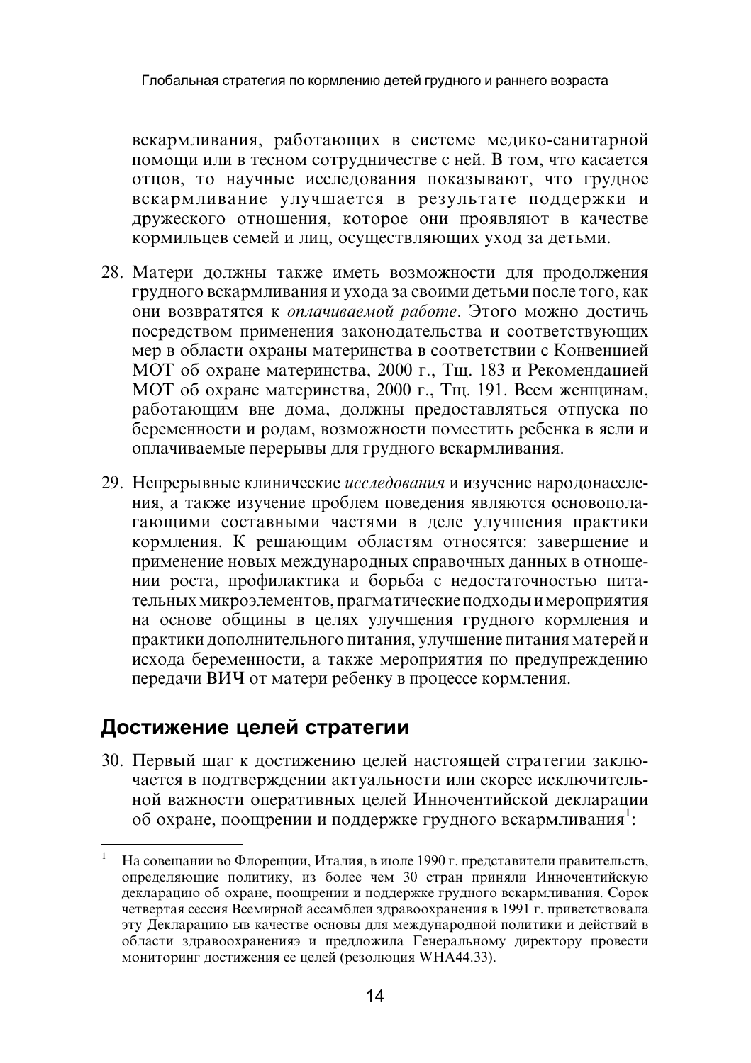вскармливания, работающих в системе медико-санитарной помощи или в тесном сотрудничестве с ней. В том, что касается отцов, то научные исследования показывают, что грудное вскармливание улучшается в результате поддержки и дружеского отношения, которое они проявляют в качестве кормильцев семей и лиц, осуществляющих уход за детьми.

28. Матери должны также иметь возможности для продолжения грудного вскармливания и ухода за своими детьми после того, как они возвратятся к *оплачиваемой работе*. Этого можно достичь посредством применения законодательства и соответствующих мер в области охраны материнства в соответствии с Конвенцией МОТ об охране материнства, 2000 г., Тщ. 183 и Рекомендацией МОТ об охране материнства, 2000 г., Тщ. 191. Всем женщинам, работающим вне дома, должны предоставляться отпуска по беременности и родам, возможности поместить ребенка в ясли и оплачиваемые перерывы для грудного вскармливания.

29. Непрерывные клинические *исследования* и изучение народонаселения, а также изучение проблем поведения являются основополагающими составными частями в деле улучшения практики кормления. К решающим областям относятся: завершение и применение новых международных справочных данных в отношении роста, профилактика и борьба с недостаточностью питательных микроэлементов, прагматические подходы и мероприятия на основе общины в целях улучшения грудного кормления и практики дополнительного питания, улучшение питания матерей и исхода беременности, а также мероприятия по предупреждению передачи ВИЧ от матери ребенку в процессе кормления.

## Достижение целей стратегии

30. Первый шаг к достижению целей настоящей стратегии заключается в подтверждении актуальности или скорее исключительной важности оперативных целей Инночентийской декларации об охране, поощрении и поддержке грудного вскармливания[1]:

---

[1] На совещании во Флоренции, Италия, в июле 1990 г. представители правительств, определяющие политику, из более чем 30 стран приняли Инночентийскую декларацию об охране, поощрении и поддержке грудного вскармливания. Сорок четвертая сессия Всемирной ассамблеи здравоохранения в 1991 г. приветствовала эту Декларацию ыв качестве основы для международной политики и действий в области здравоохраненияэ и предложила Генеральному директору провести мониторинг достижения ее целей (резолюция WHA44.33).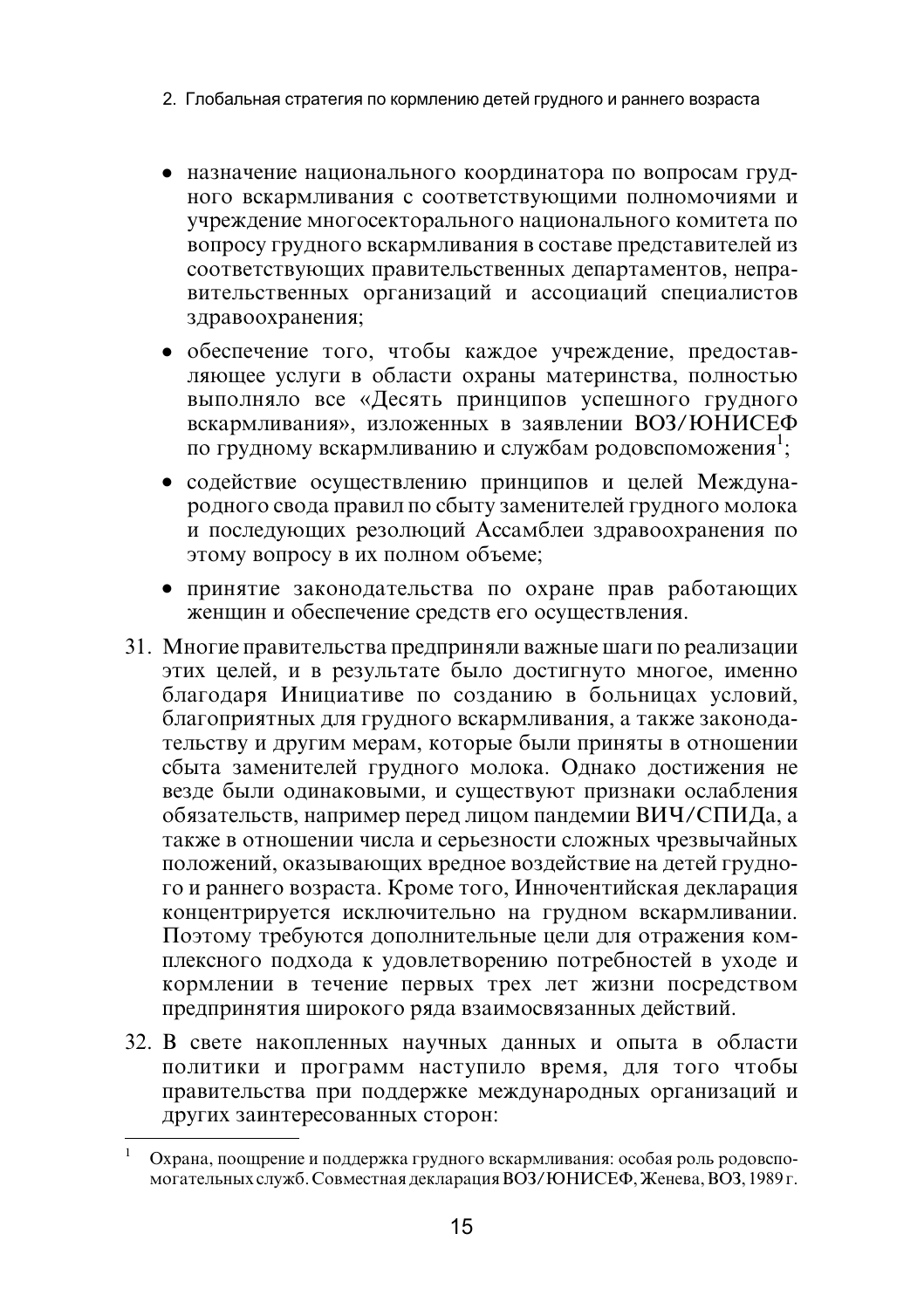- назначение национального координатора по вопросам грудного вскармливания с соответствующими полномочиями и учреждение многосекторального национального комитета по вопросу грудного вскармливания в составе представителей из соответствующих правительственных департаментов, неправительственных организаций и ассоциаций специалистов здравоохранения;
- обеспечение того, чтобы каждое учреждение, предоставляющее услуги в области охраны материнства, полностью выполняло все «Десять принципов успешного грудного вскармливания», изложенных в заявлении ВОЗ/ЮНИСЕФ по грудному вскармливанию и службам родовспоможения[1];
- содействие осуществлению принципов и целей Международного свода правил по сбыту заменителей грудного молока и последующих резолюций Ассамблеи здравоохранения по этому вопросу в их полном объеме;
- принятие законодательства по охране прав работающих женщин и обеспечение средств его осуществления.

31. Многие правительства предприняли важные шаги по реализации этих целей, и в результате было достигнуто многое, именно благодаря Инициативе по созданию в больницах условий, благоприятных для грудного вскармливания, а также законодательству и другим мерам, которые были приняты в отношении сбыта заменителей грудного молока. Однако достижения не везде были одинаковыми, и существуют признаки ослабления обязательств, например перед лицом пандемии ВИЧ/СПИДа, а также в отношении числа и серьезности сложных чрезвычайных положений, оказывающих вредное воздействие на детей грудного и раннего возраста. Кроме того, Инночентийская декларация концентрируется исключительно на грудном вскармливании. Поэтому требуются дополнительные цели для отражения комплексного подхода к удовлетворению потребностей в уходе и кормлении в течение первых трех лет жизни посредством предпринятия широкого ряда взаимосвязанных действий.

32. В свете накопленных научных данных и опыта в области политики и программ наступило время, для того чтобы правительства при поддержке международных организаций и других заинтересованных сторон:

---

[1] Охрана, поощрение и поддержка грудного вскармливания: особая роль родовспомогательных служб. Совместная декларация ВОЗ/ЮНИСЕФ, Женева, ВОЗ, 1989 г.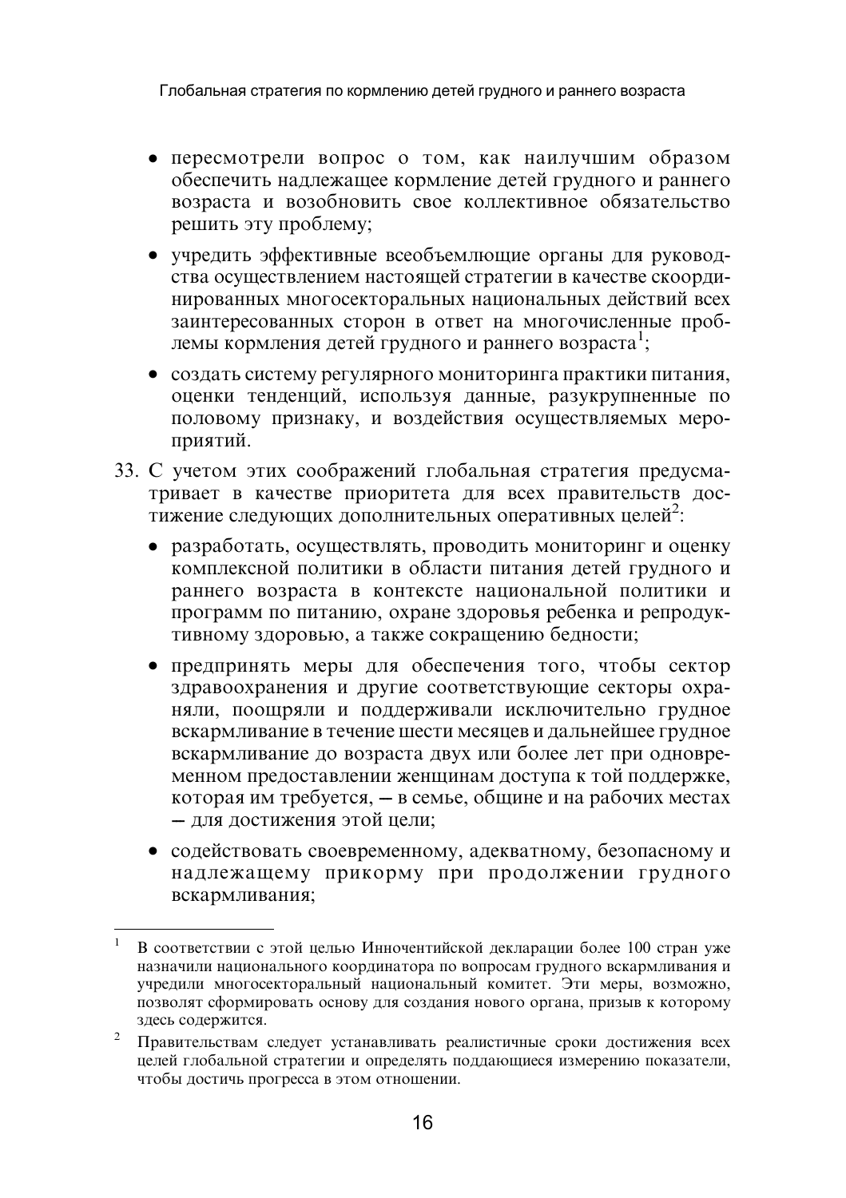- пересмотрели вопрос о том, как наилучшим образом обеспечить надлежащее кормление детей грудного и раннего возраста и возобновить свое коллективное обязательство решить эту проблему;
- учредить эффективные всеобъемлющие органы для руководства осуществлением настоящей стратегии в качестве скоординированных многосекторальных национальных действий всех заинтересованных сторон в ответ на многочисленные проблемы кормления детей грудного и раннего возраста[1];
- создать систему регулярного мониторинга практики питания, оценки тенденций, используя данные, разукрупненные по половому признаку, и воздействия осуществляемых мероприятий.

33. С учетом этих соображений глобальная стратегия предусматривает в качестве приоритета для всех правительств достижение следующих дополнительных оперативных целей[2]:
   - разработать, осуществлять, проводить мониторинг и оценку комплексной политики в области питания детей грудного и раннего возраста в контексте национальной политики и программ по питанию, охране здоровья ребенка и репродуктивному здоровью, а также сокращению бедности;
   - предпринять меры для обеспечения того, чтобы сектор здравоохранения и другие соответствующие секторы охраняли, поощряли и поддерживали исключительно грудное вскармливание в течение шести месяцев и дальнейшее грудное вскармливание до возраста двух или более лет при одновременном предоставлении женщинам доступа к той поддержке, которая им требуется, — в семье, общине и на рабочих местах — для достижения этой цели;
   - содействовать своевременному, адекватному, безопасному и надлежащему прикорму при продолжении грудного вскармливания;

---

[1] В соответствии с этой целью Инночентийской декларации более 100 стран уже назначили национального координатора по вопросам грудного вскармливания и учредили многосекторальный национальный комитет. Эти меры, возможно, позволят сформировать основу для создания нового органа, призыв к которому здесь содержится.

[2] Правительствам следует устанавливать реалистичные сроки достижения всех целей глобальной стратегии и определять поддающиеся измерению показатели, чтобы достичь прогресса в этом отношении.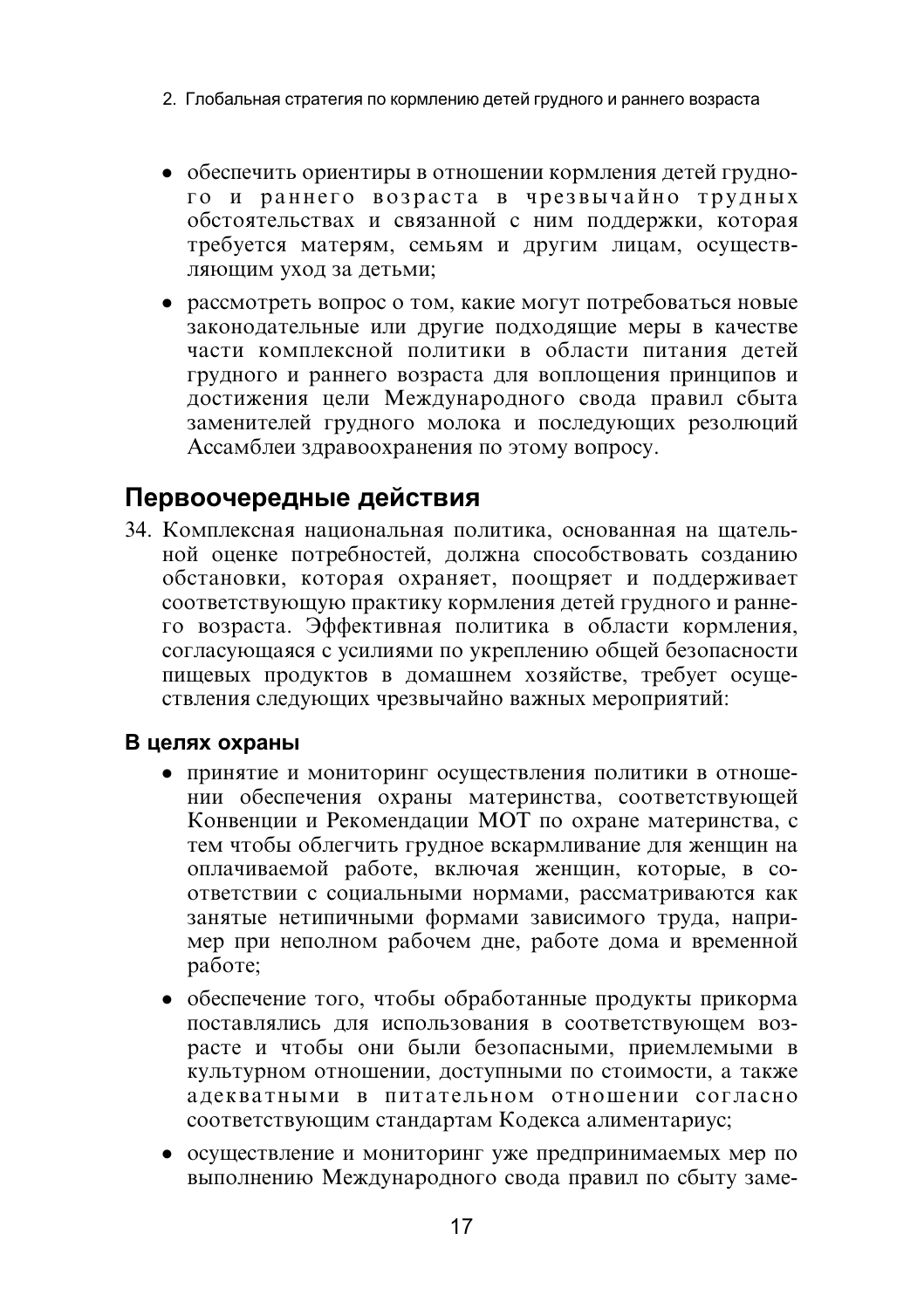- обеспечить ориентиры в отношении кормления детей грудного и раннего возраста в чрезвычайно трудных обстоятельствах и связанной с ним поддержки, которая требуется матерям, семьям и другим лицам, осуществляющим уход за детьми;
- рассмотреть вопрос о том, какие могут потребоваться новые законодательные или другие подходящие меры в качестве части комплексной политики в области питания детей грудного и раннего возраста для воплощения принципов и достижения цели Международного свода правил сбыта заменителей грудного молока и последующих резолюций Ассамблеи здравоохранения по этому вопросу.

## Первоочередные действия

34. Комплексная национальная политика, основанная на тщательной оценке потребностей, должна способствовать созданию обстановки, которая охраняет, поощряет и поддерживает соответствующую практику кормления детей грудного и раннего возраста. Эффективная политика в области кормления, согласующаяся с усилиями по укреплению общей безопасности пищевых продуктов в домашнем хозяйстве, требует осуществления следующих чрезвычайно важных мероприятий:

### В целях охраны

- принятие и мониторинг осуществления политики в отношении обеспечения охраны материнства, соответствующей Конвенции и Рекомендации МОТ по охране материнства, с тем чтобы облегчить грудное вскармливание для женщин на оплачиваемой работе, включая женщин, которые, в соответствии с социальными нормами, рассматриваются как занятые нетипичными формами зависимого труда, например при неполном рабочем дне, работе дома и временной работе;
- обеспечение того, чтобы обработанные продукты прикорма поставлялись для использования в соответствующем возрасте и чтобы они были безопасными, приемлемыми в культурном отношении, доступными по стоимости, а также адекватными в питательном отношении согласно соответствующим стандартам Кодекса алиментариус;
- осуществление и мониторинг уже предпринимаемых мер по выполнению Международного свода правил по сбыту заме-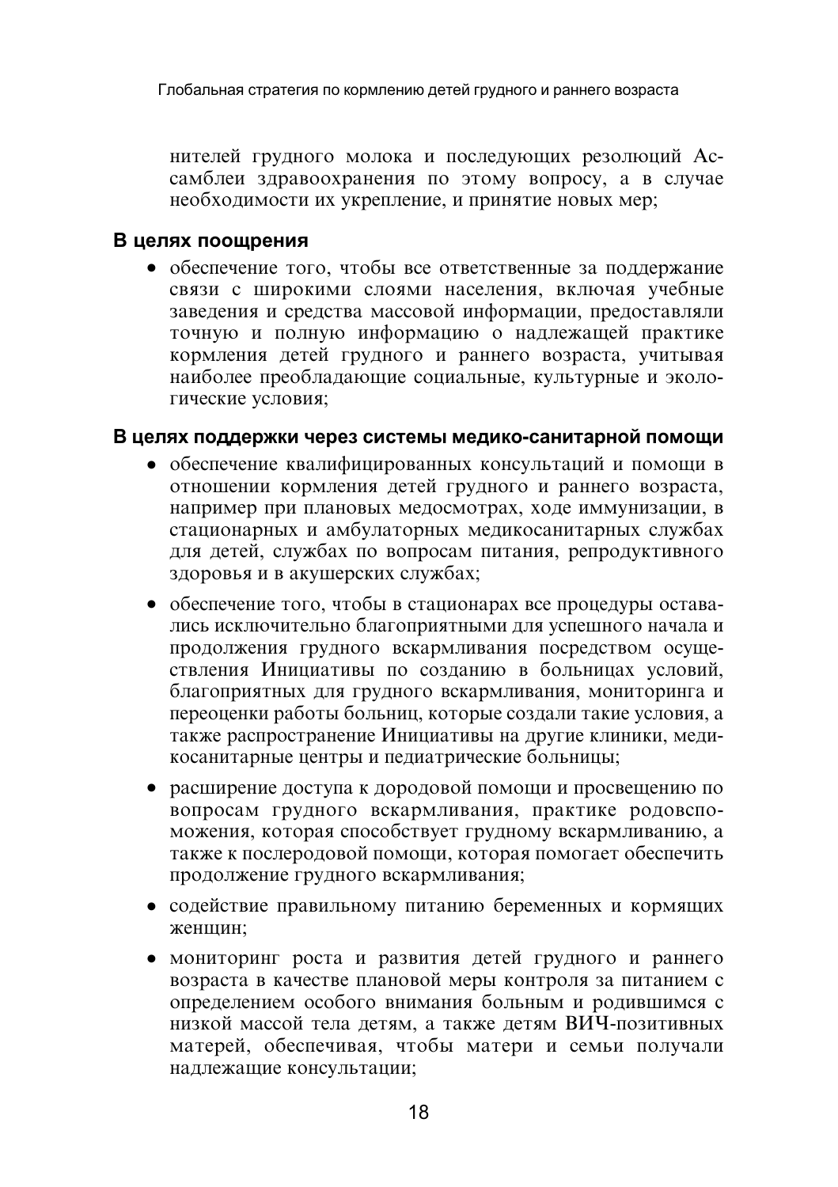нителей грудного молока и последующих резолюций Ассамблеи здравоохранения по этому вопросу, а в случае необходимости их укрепление, и принятие новых мер;

### В целях поощрения

- обеспечение того, чтобы все ответственные за поддержание связи с широкими слоями населения, включая учебные заведения и средства массовой информации, предоставляли точную и полную информацию о надлежащей практике кормления детей грудного и раннего возраста, учитывая наиболее преобладающие социальные, культурные и экологические условия;

### В целях поддержки через системы медико-санитарной помощи

- обеспечение квалифицированных консультаций и помощи в отношении кормления детей грудного и раннего возраста, например при плановых медосмотрах, ходе иммунизации, в стационарных и амбулаторных медикосанитарных службах для детей, службах по вопросам питания, репродуктивного здоровья и в акушерских службах;
- обеспечение того, чтобы в стационарах все процедуры оставались исключительно благоприятными для успешного начала и продолжения грудного вскармливания посредством осуществления Инициативы по созданию в больницах условий, благоприятных для грудного вскармливания, мониторинга и переоценки работы больниц, которые создали такие условия, а также распространение Инициативы на другие клиники, медикосанитарные центры и педиатрические больницы;
- расширение доступа к дородовой помощи и просвещению по вопросам грудного вскармливания, практике родовспоможения, которая способствует грудному вскармливанию, а также к послеродовой помощи, которая помогает обеспечить продолжение грудного вскармливания;
- содействие правильному питанию беременных и кормящих женщин;
- мониторинг роста и развития детей грудного и раннего возраста в качестве плановой меры контроля за питанием с определением особого внимания больным и родившимся с низкой массой тела детям, а также детям ВИЧ-позитивных матерей, обеспечивая, чтобы матери и семьи получали надлежащие консультации;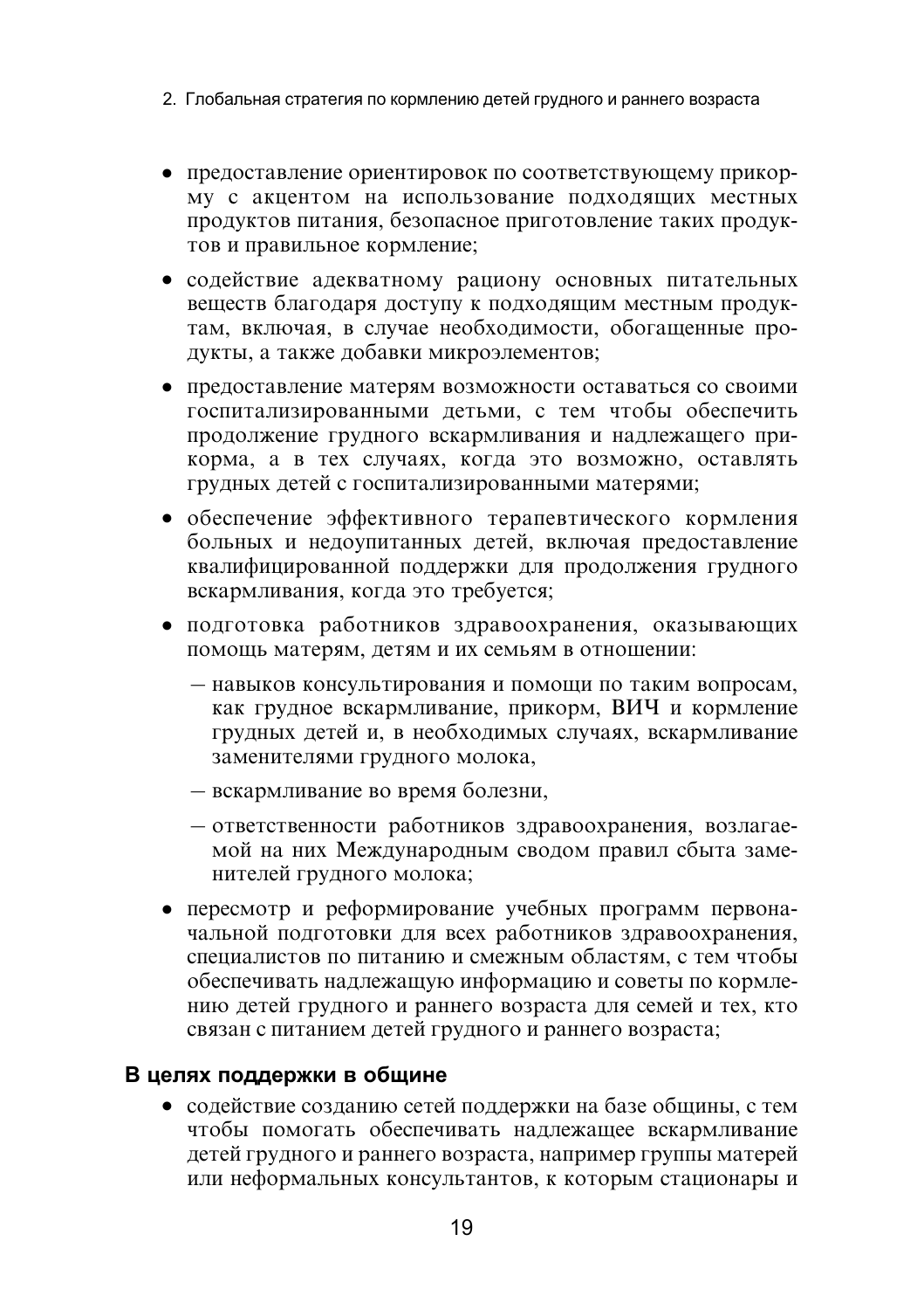- предоставление ориентировок по соответствующему прикорму с акцентом на использование подходящих местных продуктов питания, безопасное приготовление таких продуктов и правильное кормление;
- содействие адекватному рациону основных питательных веществ благодаря доступу к подходящим местным продуктам, включая, в случае необходимости, обогащенные продукты, а также добавки микроэлементов;
- предоставление матерям возможности оставаться со своими госпитализированными детьми, с тем чтобы обеспечить продолжение грудного вскармливания и надлежащего прикорма, а в тех случаях, когда это возможно, оставлять грудных детей с госпитализированными матерями;
- обеспечение эффективного терапевтического кормления больных и недоупитанных детей, включая предоставление квалифицированной поддержки для продолжения грудного вскармливания, когда это требуется;
- подготовка работников здравоохранения, оказывающих помощь матерям, детям и их семьям в отношении:
  - навыков консультирования и помощи по таким вопросам, как грудное вскармливание, прикорм, ВИЧ и кормление грудных детей и, в необходимых случаях, вскармливание заменителями грудного молока,
  - вскармливание во время болезни,
  - ответственности работников здравоохранения, возлагаемой на них Международным сводом правил сбыта заменителей грудного молока;
- пересмотр и реформирование учебных программ первоначальной подготовки для всех работников здравоохранения, специалистов по питанию и смежным областям, с тем чтобы обеспечивать надлежащую информацию и советы по кормлению детей грудного и раннего возраста для семей и тех, кто связан с питанием детей грудного и раннего возраста;

### В целях поддержки в общине

- содействие созданию сетей поддержки на базе общины, с тем чтобы помогать обеспечивать надлежащее вскармливание детей грудного и раннего возраста, например группы матерей или неформальных консультантов, к которым стационары и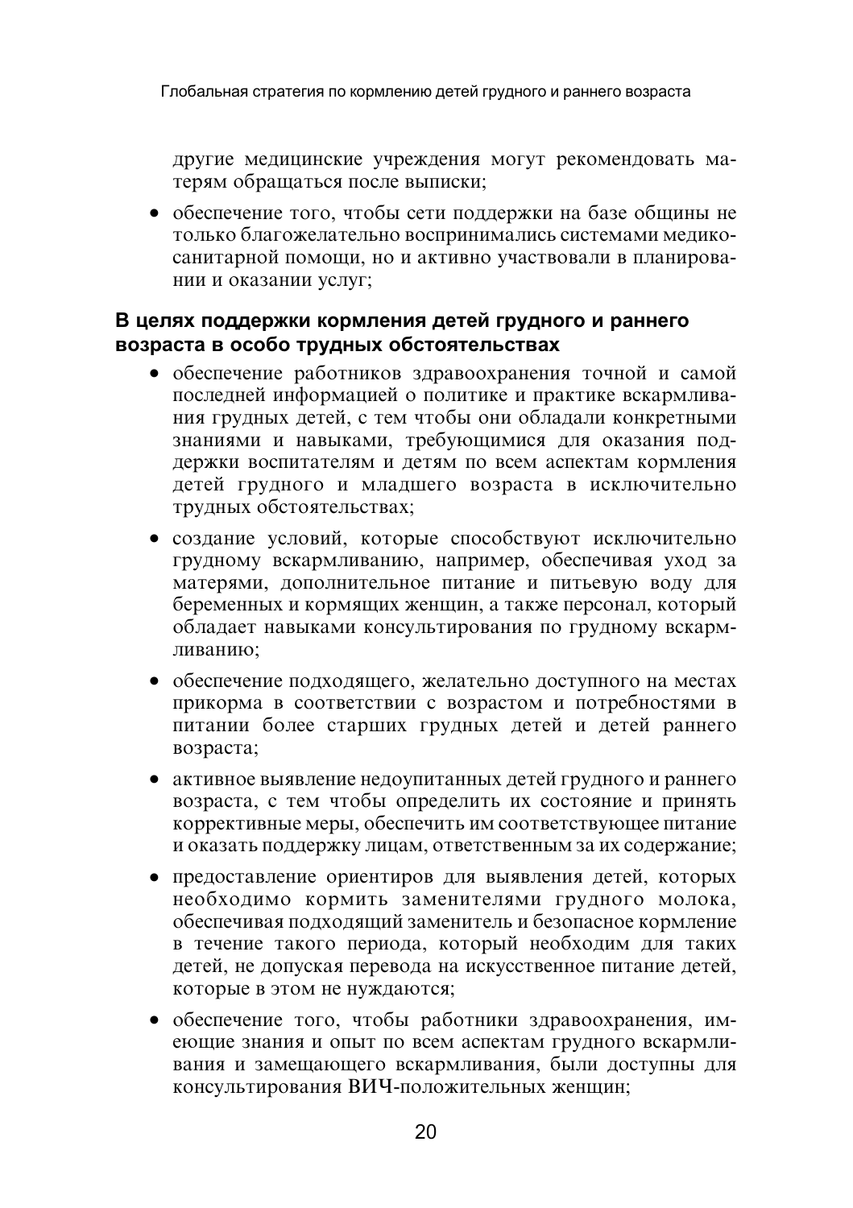другие медицинские учреждения могут рекомендовать матерям обращаться после выписки;

- обеспечение того, чтобы сети поддержки на базе общины не только благожелательно воспринимались системами медико-санитарной помощи, но и активно участвовали в планировании и оказании услуг;

**В целях поддержки кормления детей грудного и раннего возраста в особо трудных обстоятельствах**

- обеспечение работников здравоохранения точной и самой последней информацией о политике и практике вскармливания грудных детей, с тем чтобы они обладали конкретными знаниями и навыками, требующимися для оказания поддержки воспитателям и детям по всем аспектам кормления детей грудного и младшего возраста в исключительно трудных обстоятельствах;
- создание условий, которые способствуют исключительно грудному вскармливанию, например, обеспечивая уход за матерями, дополнительное питание и питьевую воду для беременных и кормящих женщин, а также персонал, который обладает навыками консультирования по грудному вскармливанию;
- обеспечение подходящего, желательно доступного на местах прикорма в соответствии с возрастом и потребностями в питании более старших грудных детей и детей раннего возраста;
- активное выявление недоупитанных детей грудного и раннего возраста, с тем чтобы определить их состояние и принять корректирующие меры, обеспечить им соответствующее питание и оказать поддержку лицам, ответственным за их содержание;
- предоставление ориентиров для выявления детей, которых необходимо кормить заменителями грудного молока, обеспечивая подходящий заменитель и безопасное кормление в течение такого периода, который необходим для таких детей, не допуская перевода на искусственное питание детей, которые в этом не нуждаются;
- обеспечение того, чтобы работники здравоохранения, имеющие знания и опыт по всем аспектам грудного вскармливания и замещающего вскармливания, были доступны для консультирования ВИЧ-положительных женщин;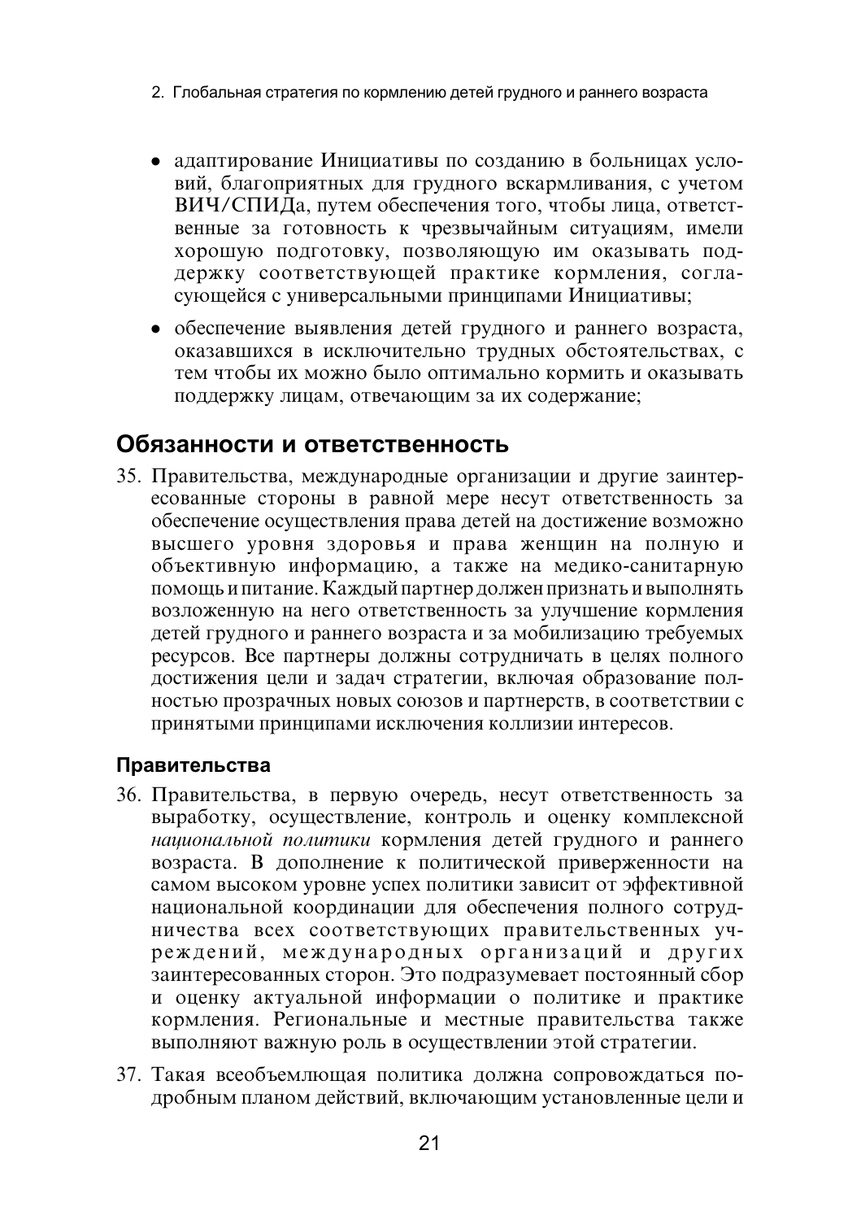- адаптирование Инициативы по созданию в больницах условий, благоприятных для грудного вскармливания, с учетом ВИЧ/СПИДа, путем обеспечения того, чтобы лица, ответственные за готовность к чрезвычайным ситуациям, имели хорошую подготовку, позволяющую им оказывать поддержку соответствующей практике кормления, согласующейся с универсальными принципами Инициативы;
- обеспечение выявления детей грудного и раннего возраста, оказавшихся в исключительно трудных обстоятельствах, с тем чтобы их можно было оптимально кормить и оказывать поддержку лицам, отвечающим за их содержание;

## Обязанности и ответственность

35. Правительства, международные организации и другие заинтересованные стороны в равной мере несут ответственность за обеспечение осуществления права детей на достижение возможно высшего уровня здоровья и права женщин на полную и объективную информацию, а также на медико-санитарную помощь и питание. Каждый партнер должен признать и выполнять возложенную на него ответственность за улучшение кормления детей грудного и раннего возраста и за мобилизацию требуемых ресурсов. Все партнеры должны сотрудничать в целях полного достижения цели и задач стратегии, включая образование полностью прозрачных новых союзов и партнерств, в соответствии с принятыми принципами исключения коллизии интересов.

### Правительства

36. Правительства, в первую очередь, несут ответственность за выработку, осуществление, контроль и оценку комплексной *национальной политики* кормления детей грудного и раннего возраста. В дополнение к политической приверженности на самом высоком уровне успех политики зависит от эффективной национальной координации для обеспечения полного сотрудничества всех соответствующих правительственных учреждений, международных организаций и других заинтересованных сторон. Это подразумевает постоянный сбор и оценку актуальной информации о политике и практике кормления. Региональные и местные правительства также выполняют важную роль в осуществлении этой стратегии.

37. Такая всеобъемлющая политика должна сопровождаться подробным планом действий, включающим установленные цели и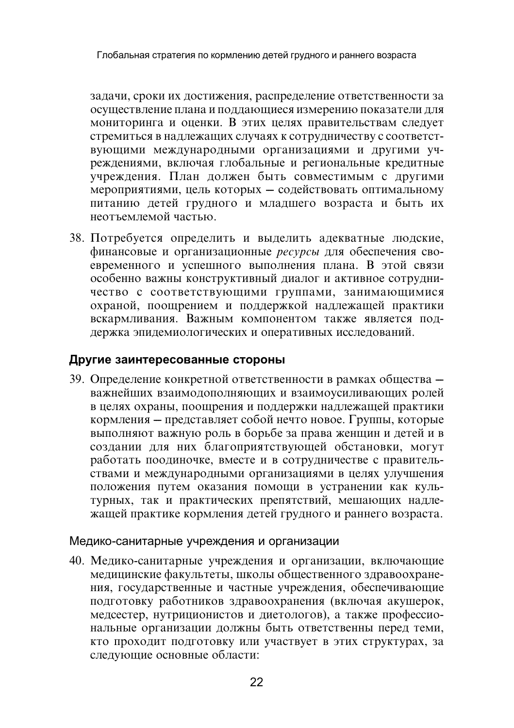задачи, сроки их достижения, распределение ответственности за осуществление плана и поддающиеся измерению показатели для мониторинга и оценки. В этих целях правительствам следует стремиться в надлежащих случаях к сотрудничеству с соответствующими международными организациями и другими учреждениями, включая глобальные и региональные кредитные учреждения. План должен быть совместимым с другими мероприятиями, цель которых – содействовать оптимальному питанию детей грудного и младшего возраста и быть их неотъемлемой частью.

38. Потребуется определить и выделить адекватные людские, финансовые и организационные *ресурсы* для обеспечения своевременного и успешного выполнения плана. В этой связи особенно важны конструктивный диалог и активное сотрудничество с соответствующими группами, занимающимися охраной, поощрением и поддержкой надлежащей практики вскармливания. Важным компонентом также является поддержка эпидемиологических и оперативных исследований.

## Другие заинтересованные стороны

39. Определение конкретной ответственности в рамках общества – важнейших взаимодополняющих и взаимоусиливающих ролей в целях охраны, поощрения и поддержки надлежащей практики кормления – представляет собой нечто новое. Группы, которые выполняют важную роль в борьбе за права женщин и детей и в создании для них благоприятствующей обстановки, могут работать поодиночке, вместе и в сотрудничестве с правительствами и международными организациями в целях улучшения положения путем оказания помощи в устранении как культурных, так и практических препятствий, мешающих надлежащей практике кормления детей грудного и раннего возраста.

### Медико-санитарные учреждения и организации

40. Медико-санитарные учреждения и организации, включающие медицинские факультеты, школы общественного здравоохранения, государственные и частные учреждения, обеспечивающие подготовку работников здравоохранения (включая акушерок, медсестер, нутриционистов и диетологов), а также профессиональные организации должны быть ответственны перед теми, кто проходит подготовку или участвует в этих структурах, за следующие основные области: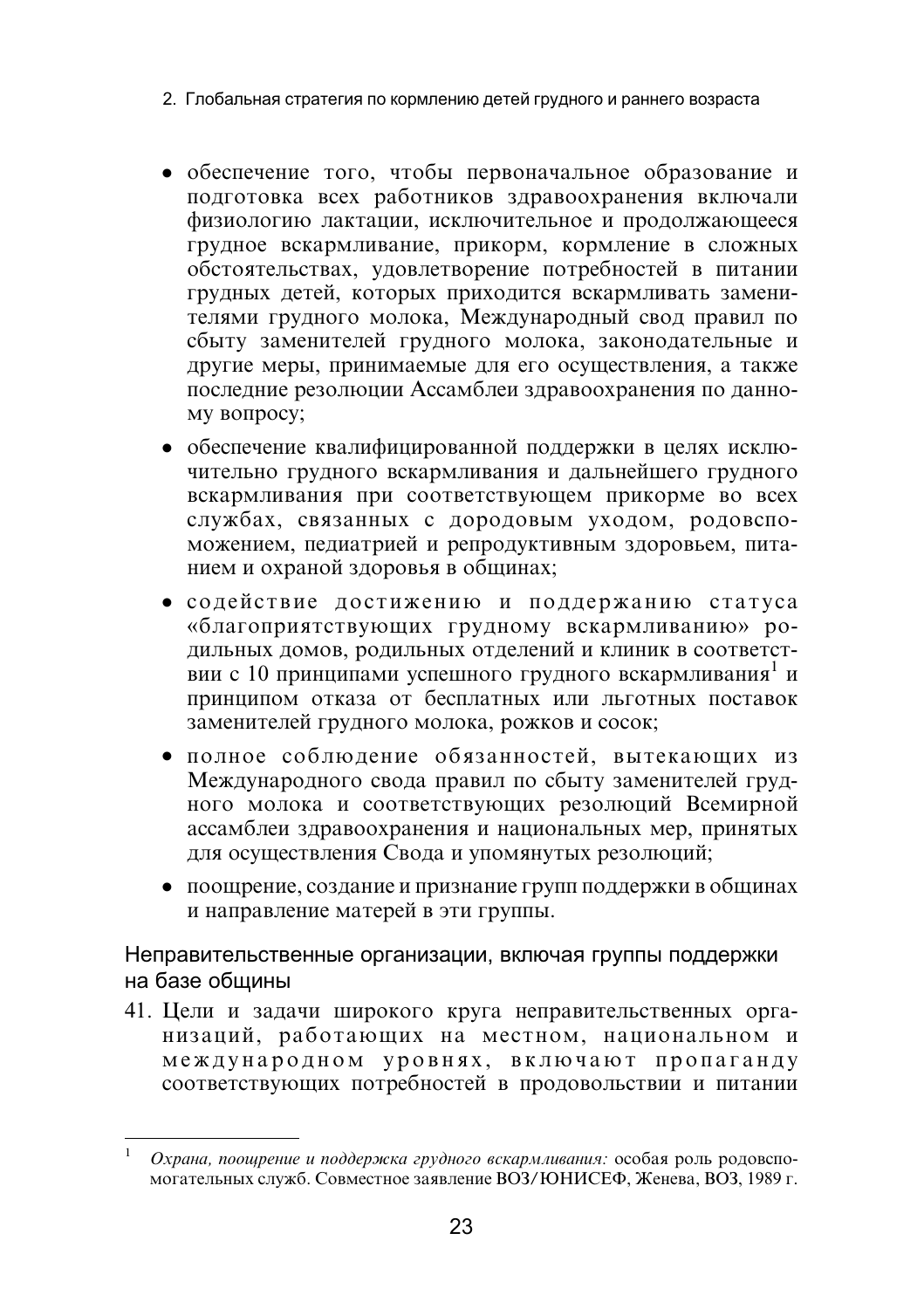- обеспечение того, чтобы первоначальное образование и подготовка всех работников здравоохранения включали физиологию лактации, исключительное и продолжающееся грудное вскармливание, прикорм, кормление в сложных обстоятельствах, удовлетворение потребностей в питании грудных детей, которых приходится вскармливать заменителями грудного молока, Международный свод правил по сбыту заменителей грудного молока, законодательные и другие меры, принимаемые для его осуществления, а также последние резолюции Ассамблеи здравоохранения по данному вопросу;
- обеспечение квалифицированной поддержки в целях исключительно грудного вскармливания и дальнейшего грудного вскармливания при соответствующем прикорме во всех службах, связанных с дородовым уходом, родовспоможением, педиатрией и репродуктивным здоровьем, питанием и охраной здоровья в общинах;
- содействие достижению и поддержанию статуса «благоприятствующих грудному вскармливанию» родильных домов, родильных отделений и клиник в соответствии с 10 принципами успешного грудного вскармливания[1] и принципом отказа от бесплатных или льготных поставок заменителей грудного молока, рожков и сосок;
- полное соблюдение обязанностей, вытекающих из Международного свода правил по сбыту заменителей грудного молока и соответствующих резолюций Всемирной ассамблеи здравоохранения и национальных мер, принятых для осуществления Свода и упомянутых резолюций;
- поощрение, создание и признание групп поддержки в общинах и направление матерей в эти группы.

### Неправительственные организации, включая группы поддержки на базе общины

41. Цели и задачи широкого круга неправительственных организаций, работающих на местном, национальном и международном уровнях, включают пропаганду соответствующих потребностей в продовольствии и питании

---

[1] *Охрана, поощрение и поддержка грудного вскармливания:* особая роль родовспомогательных служб. Совместное заявление ВОЗ/ЮНИСЕФ, Женева, ВОЗ, 1989 г.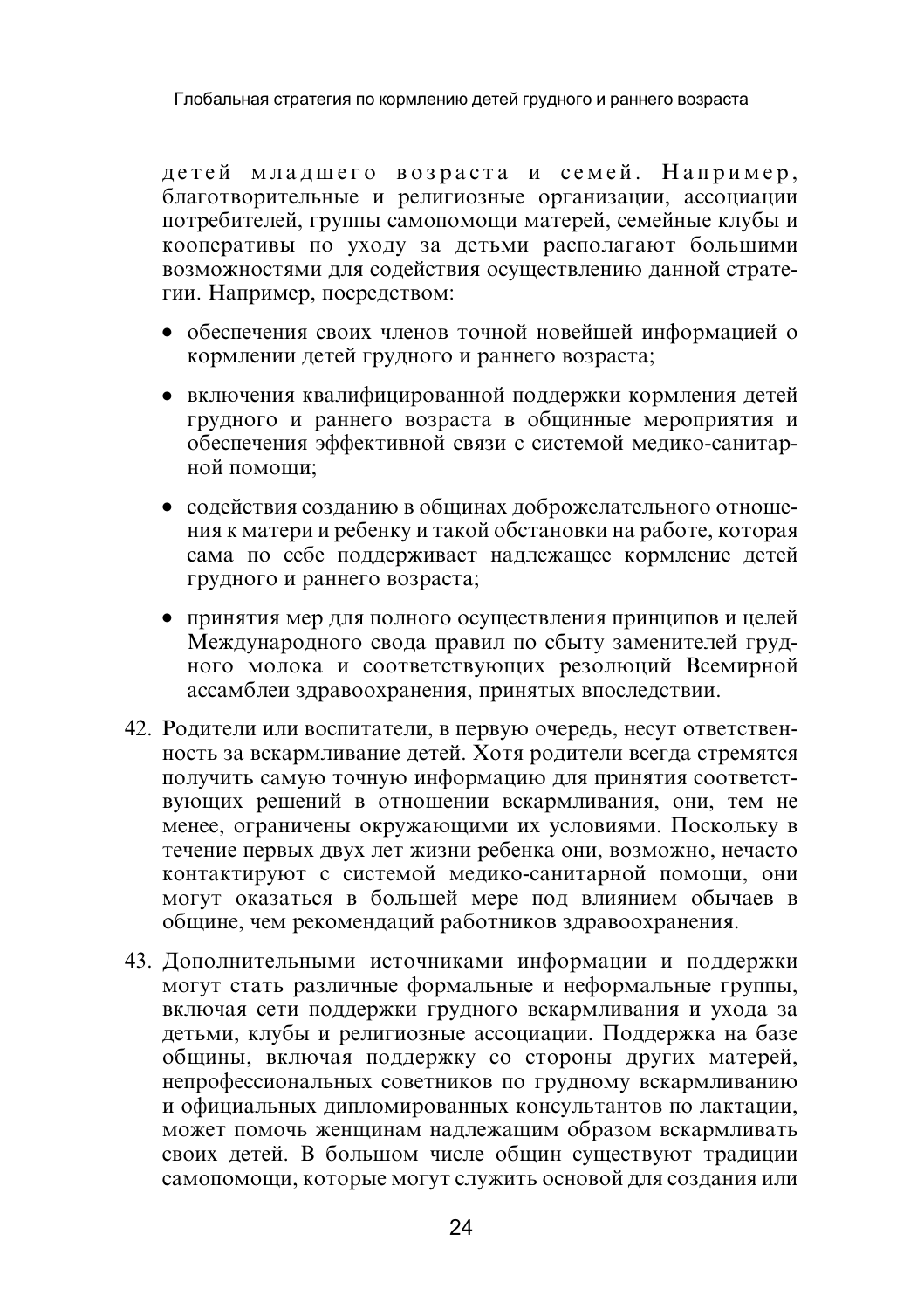детей младшего возраста и семей. Например, благотворительные и религиозные организации, ассоциации потребителей, группы самопомощи матерей, семейные клубы и кооперативы по уходу за детьми располагают большими возможностями для содействия осуществлению данной стратегии. Например, посредством:

- обеспечения своих членов точной новейшей информацией о кормлении детей грудного и раннего возраста;
- включения квалифицированной поддержки кормления детей грудного и раннего возраста в общинные мероприятия и обеспечения эффективной связи с системой медико-санитарной помощи;
- содействия созданию в общинах доброжелательного отношения к матери и ребенку и такой обстановки на работе, которая сама по себе поддерживает надлежащее кормление детей грудного и раннего возраста;
- принятия мер для полного осуществления принципов и целей Международного свода правил по сбыту заменителей грудного молока и соответствующих резолюций Всемирной ассамблеи здравоохранения, принятых впоследствии.

42. Родители или воспитатели, в первую очередь, несут ответственность за вскармливание детей. Хотя родители всегда стремятся получить самую точную информацию для принятия соответствующих решений в отношении вскармливания, они, тем не менее, ограничены окружающими их условиями. Поскольку в течение первых двух лет жизни ребенка они, возможно, нечасто контактируют с системой медико-санитарной помощи, они могут оказаться в большей мере под влиянием обычаев в общине, чем рекомендаций работников здравоохранения.

43. Дополнительными источниками информации и поддержки могут стать различные формальные и неформальные группы, включая сети поддержки грудного вскармливания и ухода за детьми, клубы и религиозные ассоциации. Поддержка на базе общины, включая поддержку со стороны других матерей, непрофессиональных советников по грудному вскармливанию и официальных дипломированных консультантов по лактации, может помочь женщинам надлежащим образом вскармливать своих детей. В большом числе общин существуют традиции самопомощи, которые могут служить основой для создания или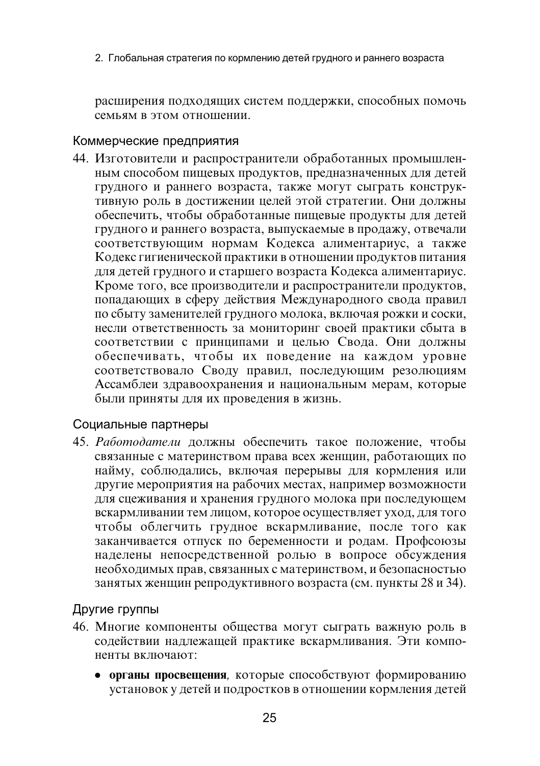расширения подходящих систем поддержки, способных помочь семьям в этом отношении.

### Коммерческие предприятия

44. Изготовители и распространители обработанных промышленным способом пищевых продуктов, предназначенных для детей грудного и раннего возраста, также могут сыграть конструктивную роль в достижении целей этой стратегии. Они должны обеспечить, чтобы обработанные пищевые продукты для детей грудного и раннего возраста, выпускаемые в продажу, отвечали соответствующим нормам Кодекса алиментариус, а также Кодекс гигиенической практики в отношении продуктов питания для детей грудного и старшего возраста Кодекса алиментариус. Кроме того, все производители и распространители продуктов, попадающих в сферу действия Международного свода правил по сбыту заменителей грудного молока, включая рожки и соски, несли ответственность за мониторинг своей практики сбыта в соответствии с принципами и целью Свода. Они должны обеспечивать, чтобы их поведение на каждом уровне соответствовало Своду правил, последующим резолюциям Ассамблеи здравоохранения и национальным мерам, которые были приняты для их проведения в жизнь.

### Социальные партнеры

45. *Работодатели* должны обеспечить такое положение, чтобы связанные с материнством права всех женщин, работающих по найму, соблюдались, включая перерывы для кормления или другие мероприятия на рабочих местах, например возможности для сцеживания и хранения грудного молока при последующем вскармливании тем лицом, которое осуществляет уход, для того чтобы облегчить грудное вскармливание, после того как заканчивается отпуск по беременности и родам. Профсоюзы наделены непосредственной ролью в вопросе обсуждения необходимых прав, связанных с материнством, и безопасностью занятых женщин репродуктивного возраста (см. пункты 28 и 34).

### Другие группы

46. Многие компоненты общества могут сыграть важную роль в содействии надлежащей практике вскармливания. Эти компоненты включают:

   - **органы просвещения**, которые способствуют формированию установок у детей и подростков в отношении кормления детей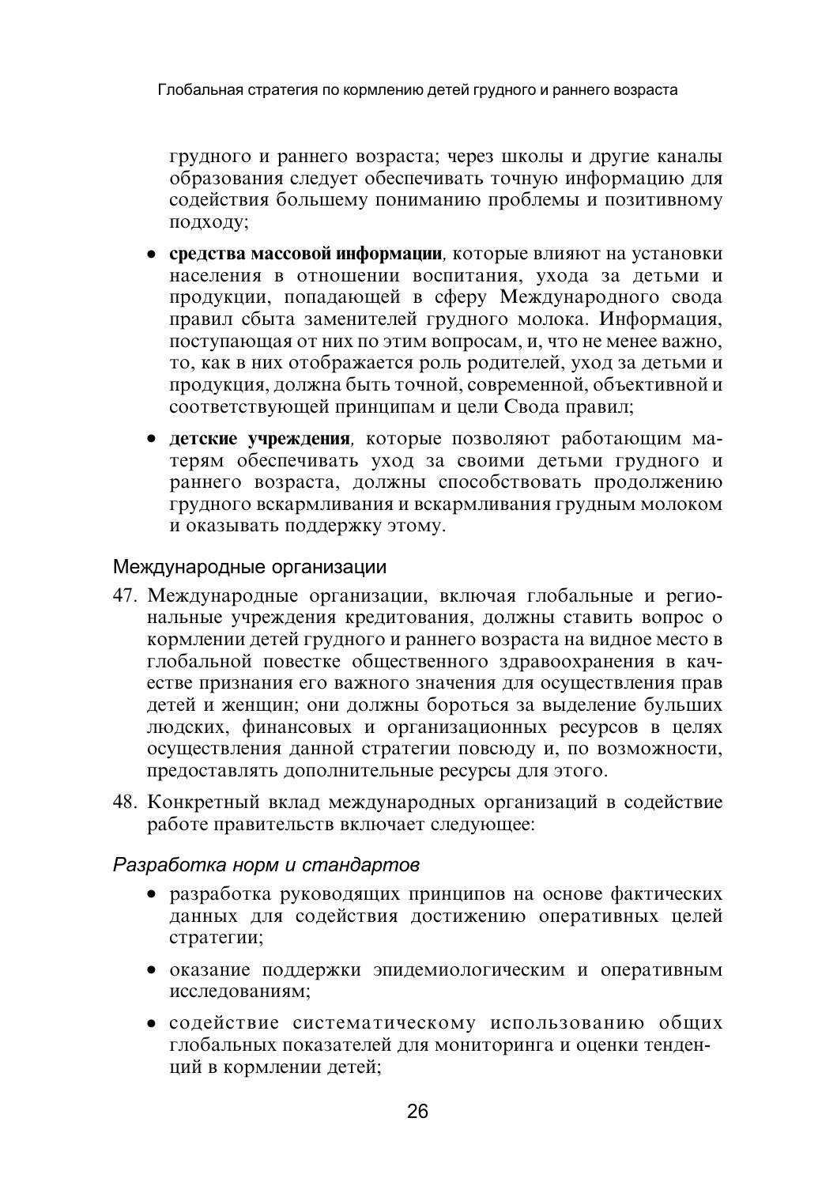грудного и раннего возраста; через школы и другие каналы образования следует обеспечивать точную информацию для содействия большему пониманию проблемы и позитивному подходу;

- **средства массовой информации**, которые влияют на установки населения в отношении воспитания, ухода за детьми и продукции, попадающей в сферу Международного свода правил сбыта заменителей грудного молока. Информация, поступающая от них по этим вопросам, и, что не менее важно, то, как в них отображается роль родителей, уход за детьми и продукция, должна быть точной, современной, объективной и соответствующей принципам и цели Свода правил;
- **детские учреждения**, которые позволяют работающим матерям обеспечивать уход за своими детьми грудного и раннего возраста, должны способствовать продолжению грудного вскармливания и вскармливания грудным молоком и оказывать поддержку этому.

## Международные организации

47. Международные организации, включая глобальные и региональные учреждения кредитования, должны ставить вопрос о кормлении детей грудного и раннего возраста на видное место в глобальной повестке общественного здравоохранения в качестве признания его важного значения для осуществления прав детей и женщин; они должны бороться за выделение бульших людских, финансовых и организационных ресурсов в целях осуществления данной стратегии повсюду и, по возможности, предоставлять дополнительные ресурсы для этого.

48. Конкретный вклад международных организаций в содействие работе правительств включает следующее:

### *Разработка норм и стандартов*

- разработка руководящих принципов на основе фактических данных для содействия достижению оперативных целей стратегии;
- оказание поддержки эпидемиологическим и оперативным исследованиям;
- содействие систематическому использованию общих глобальных показателей для мониторинга и оценки тенденций в кормлении детей;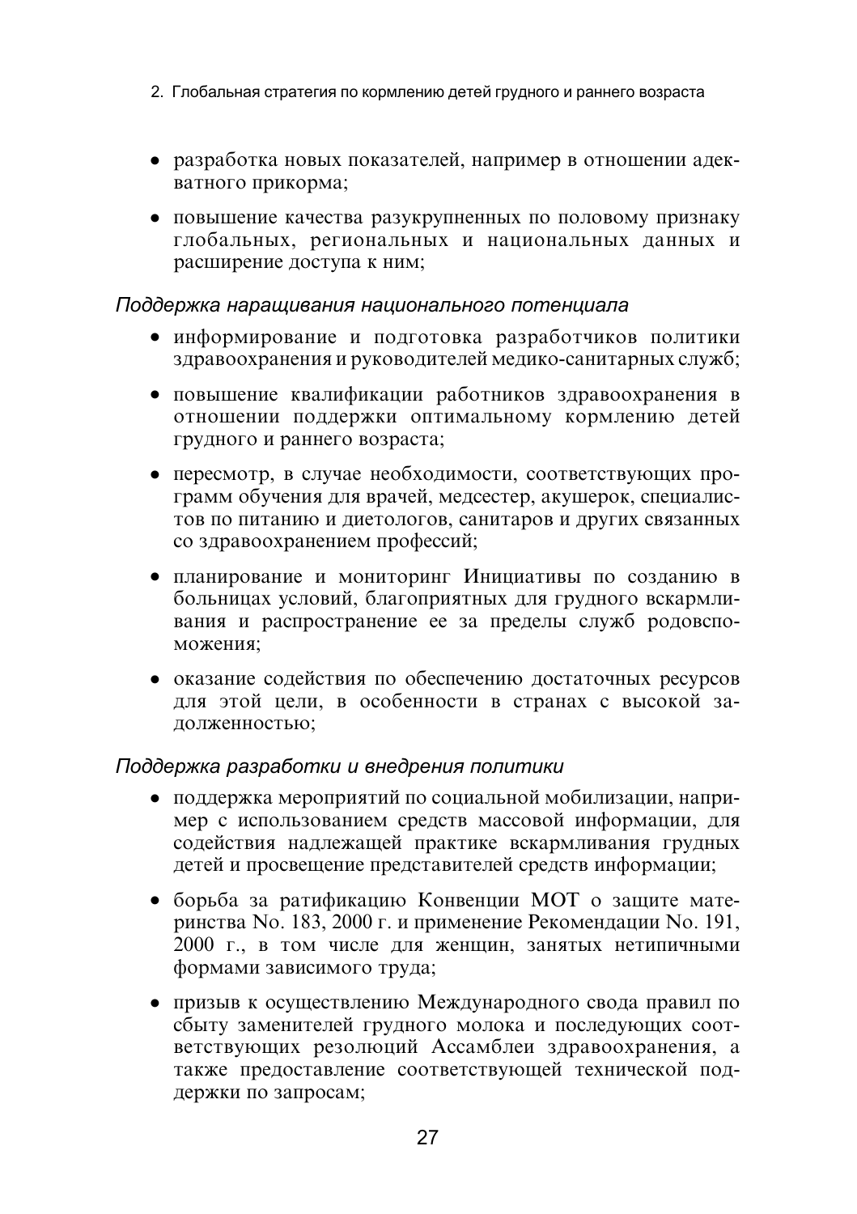- разработка новых показателей, например в отношении адекватного прикорма;
- повышение качества разукрупненных по половому признаку глобальных, региональных и национальных данных и расширение доступа к ним;

*Поддержка наращивания национального потенциала*

- информирование и подготовка разработчиков политики здравоохранения и руководителей медико-санитарных служб;
- повышение квалификации работников здравоохранения в отношении поддержки оптимальному кормлению детей грудного и раннего возраста;
- пересмотр, в случае необходимости, соответствующих программ обучения для врачей, медсестер, акушерок, специалистов по питанию и диетологов, санитаров и других связанных со здравоохранением профессий;
- планирование и мониторинг Инициативы по созданию в больницах условий, благоприятных для грудного вскармливания и распространение ее за пределы служб родовспоможения;
- оказание содействия по обеспечению достаточных ресурсов для этой цели, в особенности в странах с высокой задолженностью;

*Поддержка разработки и внедрения политики*

- поддержка мероприятий по социальной мобилизации, например с использованием средств массовой информации, для содействия надлежащей практике вскармливания грудных детей и просвещение представителей средств информации;
- борьба за ратификацию Конвенции МОТ о защите материнства No. 183, 2000 г. и применение Рекомендации No. 191, 2000 г., в том числе для женщин, занятых нетипичными формами зависимого труда;
- призыв к осуществлению Международного свода правил по сбыту заменителей грудного молока и последующих соответствующих резолюций Ассамблеи здравоохранения, а также предоставление соответствующей технической поддержки по запросам;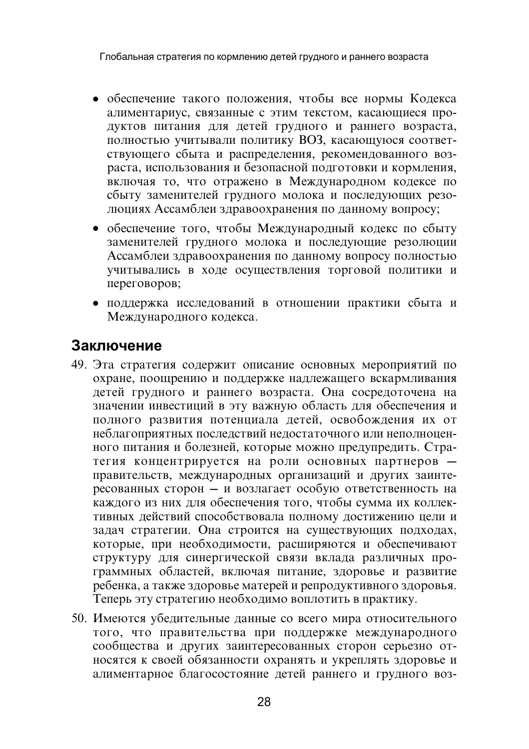- обеспечение такого положения, чтобы все нормы Кодекса алиментариус, связанные с этим текстом, касающиеся продуктов питания для детей грудного и раннего возраста, полностью учитывали политику ВОЗ, касающуюся соответствующего сбыта и распределения, рекомендованного возраста, использования и безопасной подготовки и кормления, включая то, что отражено в Международном кодексе по сбыту заменителей грудного молока и последующих резолюциях Ассамблеи здравоохранения по данному вопросу;
- обеспечение того, чтобы Международный кодекс по сбыту заменителей грудного молока и последующие резолюции Ассамблеи здравоохранения по данному вопросу полностью учитывались в ходе осуществления торговой политики и переговоров;
- поддержка исследований в отношении практики сбыта и Международного кодекса.

## Заключение

49. Эта стратегия содержит описание основных мероприятий по охране, поощрению и поддержке надлежащего вскармливания детей грудного и раннего возраста. Она сосредоточена на значении инвестиций в эту важную область для обеспечения и полного развития потенциала детей, освобождения их от неблагоприятных последствий недостаточного или неполноценного питания и болезней, которые можно предупредить. Стратегия концентрируется на роли основных партнеров – правительств, международных организаций и других заинтересованных сторон – и возлагает особую ответственность на каждого из них для обеспечения того, чтобы сумма их коллективных действий способствовала полному достижению цели и задач стратегии. Она строится на существующих подходах, которые, при необходимости, расширяются и обеспечивают структуру для синергической связи вклада различных программных областей, включая питание, здоровье и развитие ребенка, а также здоровье матерей и репродуктивного здоровья. Теперь эту стратегию необходимо воплотить в практику.

50. Имеются убедительные данные со всего мира относительного того, что правительства при поддержке международного сообщества и других заинтересованных сторон серьезно относятся к своей обязанности охранять и укреплять здоровье и алиментарное благосостояние детей раннего и грудного воз-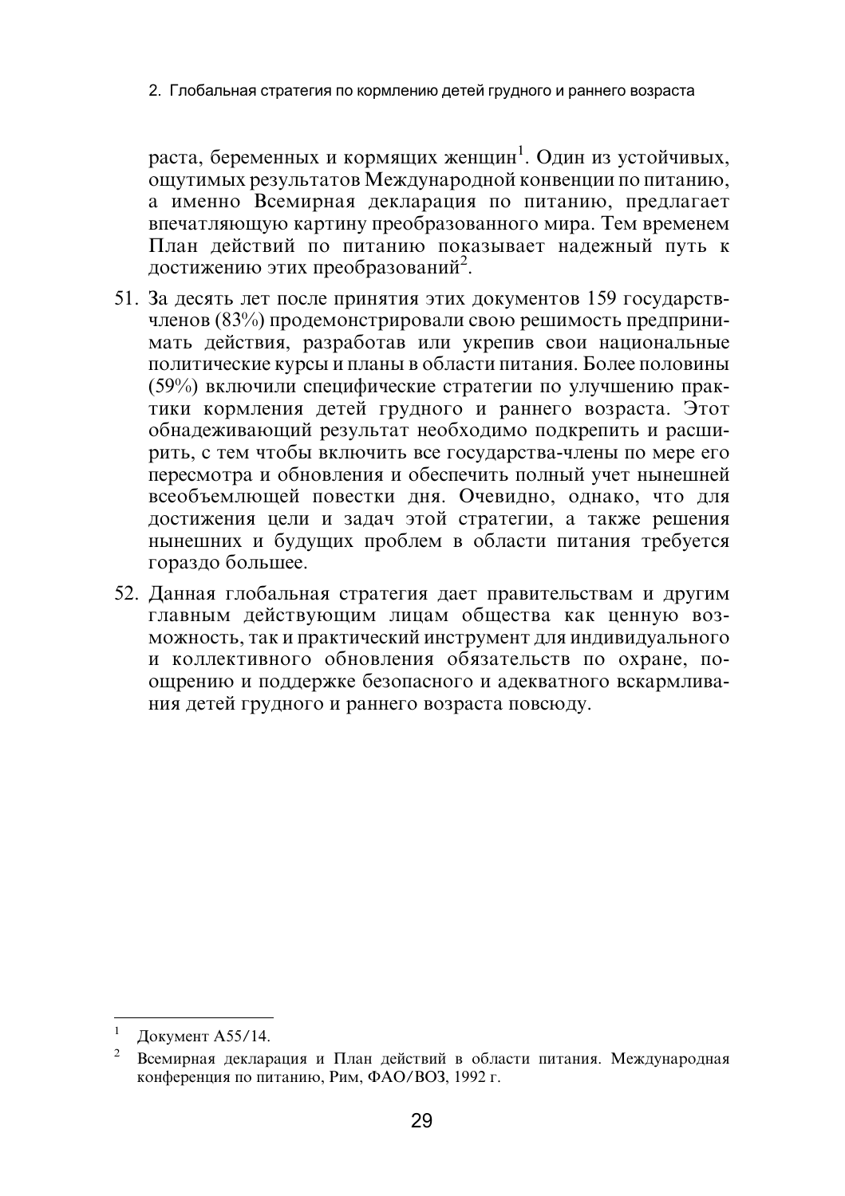раста, беременных и кормящих женщин[1]. Один из устойчивых, ощутимых результатов Международной конвенции по питанию, а именно Всемирная декларация по питанию, предлагает впечатляющую картину преобразованного мира. Тем временем План действий по питанию показывает надежный путь к достижению этих преобразований[2].

51. За десять лет после принятия этих документов 159 государств-членов (83%) продемонстрировали свою решимость предпринимать действия, разработав или укрепив свои национальные политические курсы и планы в области питания. Более половины (59%) включили специфические стратегии по улучшению практики кормления детей грудного и раннего возраста. Этот обнадеживающий результат необходимо подкрепить и расширить, с тем чтобы включить все государства-члены по мере его пересмотра и обновления и обеспечить полный учет нынешней всеобъемлющей повестки дня. Очевидно, однако, что для достижения цели и задач этой стратегии, а также решения нынешних и будущих проблем в области питания требуется гораздо большее.

52. Данная глобальная стратегия дает правительствам и другим главным действующим лицам общества как ценную возможность, так и практический инструмент для индивидуального и коллективного обновления обязательств по охране, поощрению и поддержке безопасного и адекватного вскармливания детей грудного и раннего возраста повсюду.

---

[1] Документ A55/14.

[2] Всемирная декларация и План действий в области питания. Международная конференция по питанию, Рим, ФАО/ВОЗ, 1992 г.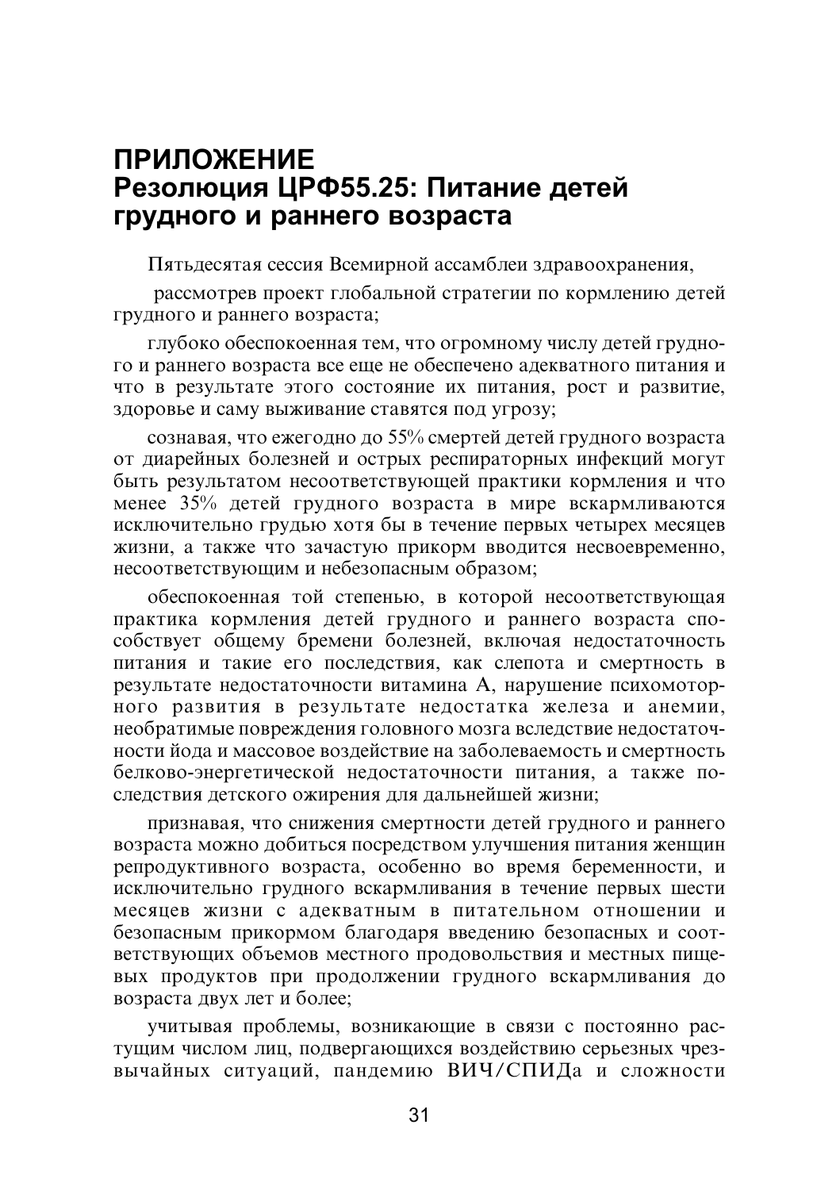# ПРИЛОЖЕНИЕ
# Резолюция ЦРФ55.25: Питание детей грудного и раннего возраста

Пятьдесятая сессия Всемирной ассамблеи здравоохранения,

рассмотрев проект глобальной стратегии по кормлению детей грудного и раннего возраста;

глубоко обеспокоенная тем, что огромному числу детей грудного и раннего возраста все еще не обеспечено адекватного питания и что в результате этого состояние их питания, рост и развитие, здоровье и саму выживание ставятся под угрозу;

сознавая, что ежегодно до 55% смертей детей грудного возраста от диарейных болезней и острых респираторных инфекций могут быть результатом несоответствующей практики кормления и что менее 35% детей грудного возраста в мире вскармливаются исключительно грудью хотя бы в течение первых четырех месяцев жизни, а также что зачастую прикорм вводится несвоевременно, несоответствующим и небезопасным образом;

обеспокоенная той степенью, в которой несоответствующая практика кормления детей грудного и раннего возраста способствует общему бремени болезней, включая недостаточность питания и такие его последствия, как слепота и смертность в результате недостаточности витамина А, нарушение психомоторного развития в результате недостатка железа и анемии, необратимые повреждения головного мозга вследствие недостаточности йода и массовое воздействие на заболеваемость и смертность белково-энергетической недостаточности питания, а также последствия детского ожирения для дальнейшей жизни;

признавая, что снижения смертности детей грудного и раннего возраста можно добиться посредством улучшения питания женщин репродуктивного возраста, особенно во время беременности, и исключительно грудного вскармливания в течение первых шести месяцев жизни с адекватным в питательном отношении и безопасным прикормом благодаря введению безопасных и соответствующих объемов местного продовольствия и местных пищевых продуктов при продолжении грудного вскармливания до возраста двух лет и более;

учитывая проблемы, возникающие в связи с постоянно растущим числом лиц, подвергающихся воздействию серьезных чрезвычайных ситуаций, пандемию ВИЧ/СПИДа и сложности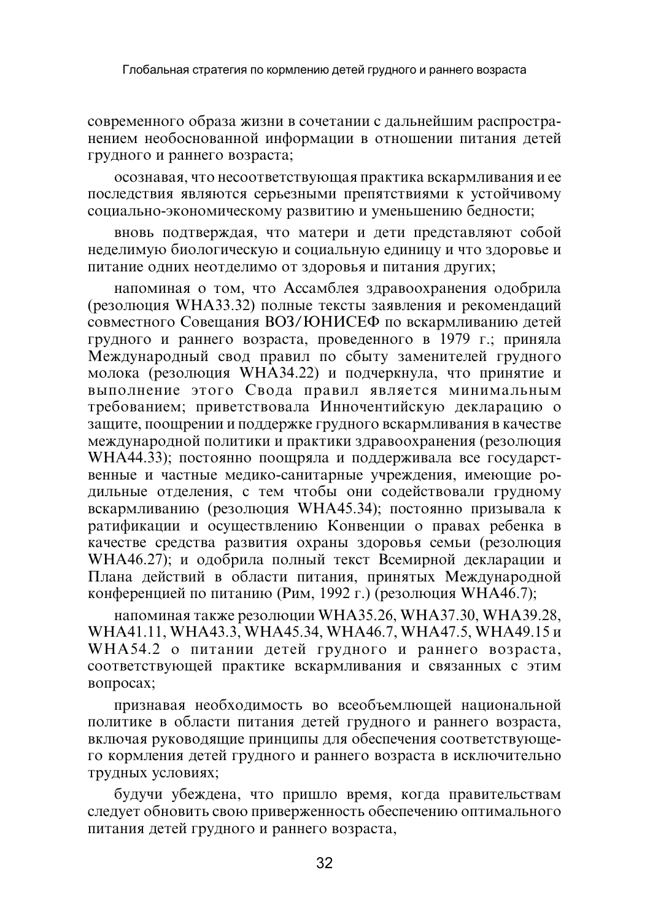современного образа жизни в сочетании с дальнейшим распространением необоснованной информации в отношении питания детей грудного и раннего возраста;

осознавая, что несоответствующая практика вскармливания и ее последствия являются серьезными препятствиями к устойчивому социально-экономическому развитию и уменьшению бедности;

вновь подтверждая, что матери и дети представляют собой неделимую биологическую и социальную единицу и что здоровье и питание одних неотделимо от здоровья и питания других;

напоминая о том, что Ассамблея здравоохранения одобрила (резолюция WHA33.32) полные тексты заявления и рекомендаций совместного Совещания ВОЗ/ЮНИСЕФ по вскармливанию детей грудного и раннего возраста, проведенного в 1979 г.; приняла Международный свод правил по сбыту заменителей грудного молока (резолюция WHA34.22) и подчеркнула, что принятие и выполнение этого Свода правил является минимальным требованием; приветствовала Инночентийскую декларацию о защите, поощрении и поддержке грудного вскармливания в качестве международной политики и практики здравоохранения (резолюция WHA44.33); постоянно поощряла и поддерживала все государственные и частные медико-санитарные учреждения, имеющие родильные отделения, с тем чтобы они содействовали грудному вскармливанию (резолюция WHA45.34); постоянно призывала к ратификации и осуществлению Конвенции о правах ребенка в качестве средства развития охраны здоровья семьи (резолюция WHA46.27); и одобрила полный текст Всемирной декларации и Плана действий в области питания, принятых Международной конференцией по питанию (Рим, 1992 г.) (резолюция WHA46.7);

напоминая также резолюции WHA35.26, WHA37.30, WHA39.28, WHA41.11, WHA43.3, WHA45.34, WHA46.7, WHA47.5, WHA49.15 и WHA54.2 о питании детей грудного и раннего возраста, соответствующей практике вскармливания и связанных с этим вопросах;

признавая необходимость во всеобъемлющей национальной политике в области питания детей грудного и раннего возраста, включая руководящие принципы для обеспечения соответствующего кормления детей грудного и раннего возраста в исключительно трудных условиях;

будучи убеждена, что пришло время, когда правительствам следует обновить свою приверженность обеспечению оптимального питания детей грудного и раннего возраста,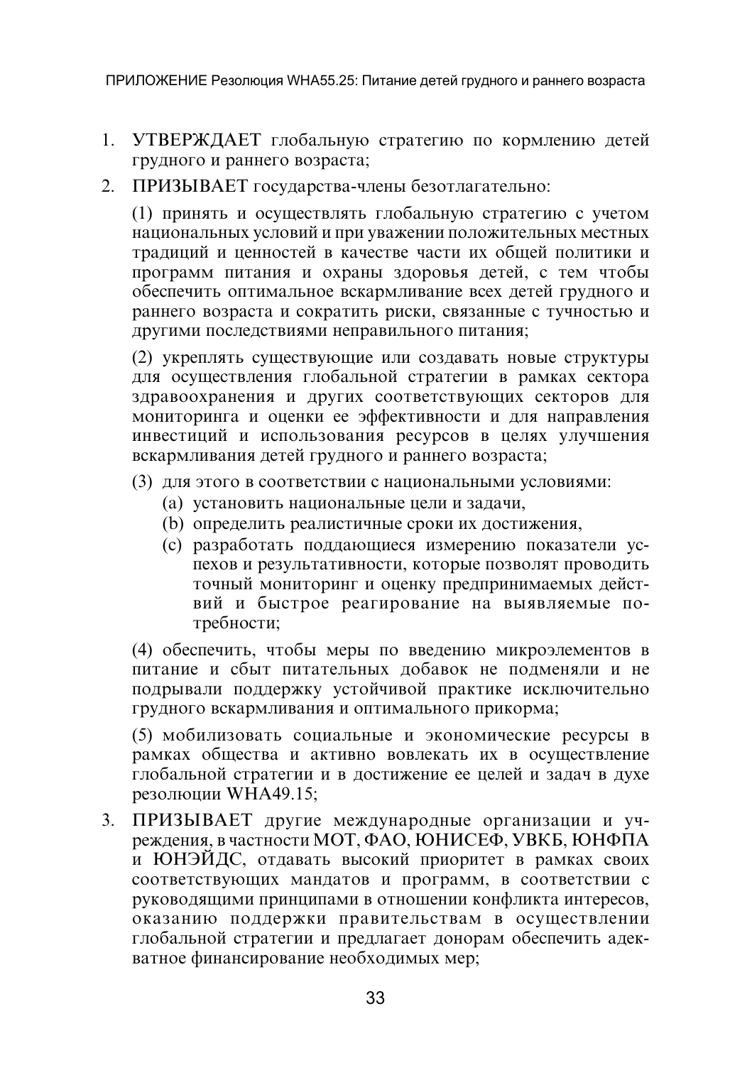1. **УТВЕРЖДАЕТ** глобальную стратегию по кормлению детей грудного и раннего возраста;
2. **ПРИЗЫВАЕТ** государства-члены безотлагательно:

   (1) принять и осуществлять глобальную стратегию с учетом национальных условий и при уважении положительных местных традиций и ценностей в качестве части их общей политики и программ питания и охраны здоровья детей, с тем чтобы обеспечить оптимальное вскармливание всех детей грудного и раннего возраста и сократить риски, связанные с тучностью и другими последствиями неправильного питания;

   (2) укреплять существующие или создавать новые структуры для осуществления глобальной стратегии в рамках сектора здравоохранения и других соответствующих секторов для мониторинга и оценки ее эффективности и для направления инвестиций и использования ресурсов в целях улучшения вскармливания детей грудного и раннего возраста;

   (3) для этого в соответствии с национальными условиями:
      (a) установить национальные цели и задачи,
      (b) определить реалистичные сроки их достижения,
      (c) разработать поддающиеся измерению показатели успехов и результативности, которые позволят проводить точный мониторинг и оценку предпринимаемых действий и быстрое реагирование на выявляемые потребности;

   (4) обеспечить, чтобы меры по введению микроэлементов в питание и сбыт питательных добавок не подменяли и не подрывали поддержку устойчивой практике исключительно грудного вскармливания и оптимального прикорма;

   (5) мобилизовать социальные и экономические ресурсы в рамках общества и активно вовлекать их в осуществление глобальной стратегии и в достижение ее целей и задач в духе резолюции WHA49.15;
3. **ПРИЗЫВАЕТ** другие международные организации и учреждения, в частности МОТ, ФАО, ЮНИСЕФ, УВКБ, ЮНФПА и ЮНЭЙДС, отдавать высокий приоритет в рамках своих соответствующих мандатов и программ, в соответствии с руководящими принципами в отношении конфликта интересов, оказанию поддержки правительствам в осуществлении глобальной стратегии и предлагает донорам обеспечить адекватное финансирование необходимых мер;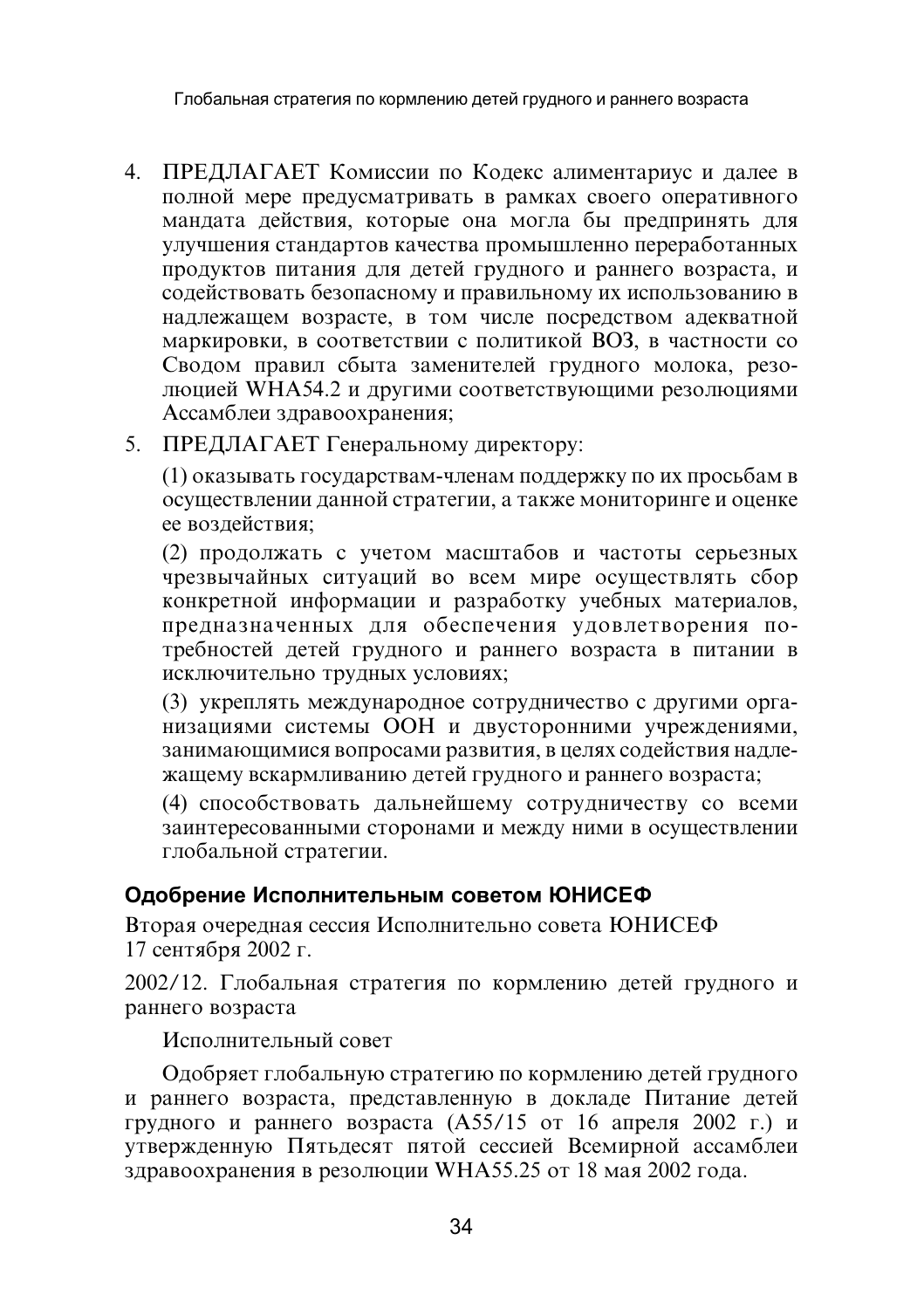4. ПРЕДЛАГАЕТ Комиссии по Кодекс алиментариус и далее в полной мере предусматривать в рамках своего оперативного мандата действия, которые она могла бы предпринять для улучшения стандартов качества промышленно переработанных продуктов питания для детей грудного и раннего возраста, и содействовать безопасному и правильному их использованию в надлежащем возрасте, в том числе посредством адекватной маркировки, в соответствии с политикой ВОЗ, в частности со Сводом правил сбыта заменителей грудного молока, резолюцией WHA54.2 и другими соответствующими резолюциями Ассамблеи здравоохранения;

5. ПРЕДЛАГАЕТ Генеральному директору:

   (1) оказывать государствам-членам поддержку по их просьбам в осуществлении данной стратегии, а также мониторинге и оценке ее воздействия;

   (2) продолжать с учетом масштабов и частоты серьезных чрезвычайных ситуаций во всем мире осуществлять сбор конкретной информации и разработку учебных материалов, предназначенных для обеспечения удовлетворения потребностей детей грудного и раннего возраста в питании в исключительно трудных условиях;

   (3) укреплять международное сотрудничество с другими организациями системы ООН и двусторонними учреждениями, занимающимися вопросами развития, в целях содействия надлежащему вскармливанию детей грудного и раннего возраста;

   (4) способствовать дальнейшему сотрудничеству со всеми заинтересованными сторонами и между ними в осуществлении глобальной стратегии.

### Одобрение Исполнительным советом ЮНИСЕФ

Вторая очередная сессия Исполнительно совета ЮНИСЕФ
17 сентября 2002 г.

2002/12. Глобальная стратегия по кормлению детей грудного и раннего возраста

Исполнительный совет

Одобряет глобальную стратегию по кормлению детей грудного и раннего возраста, представленную в докладе Питание детей грудного и раннего возраста (A55/15 от 16 апреля 2002 г.) и утвержденную Пятьдесят пятой сессией Всемирной ассамблеи здравоохранения в резолюции WHA55.25 от 18 мая 2002 года.